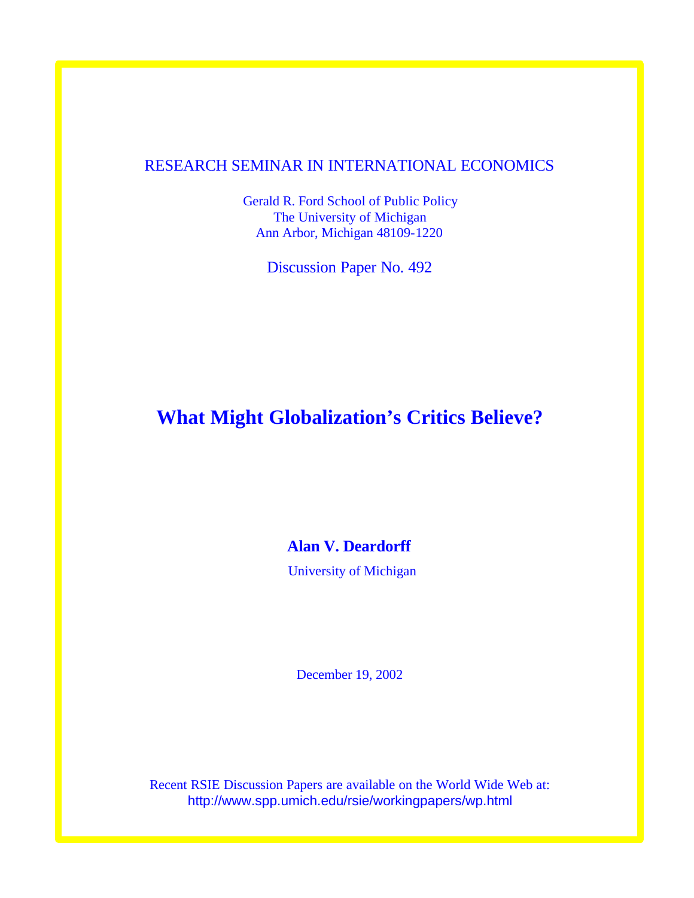RESEARCH SEMINAR IN INTERNATIONAL ECONOMICS

Gerald R. Ford School of Public Policy
The University of Michigan
Ann Arbor, Michigan 48109-1220

Discussion Paper No. 492

# What Might Globalization's Critics Believe?

**Alan V. Deardorff**

University of Michigan

December 19, 2002

Recent RSIE Discussion Papers are available on the World Wide Web at:
http://www.spp.umich.edu/rsie/workingpapers/wp.html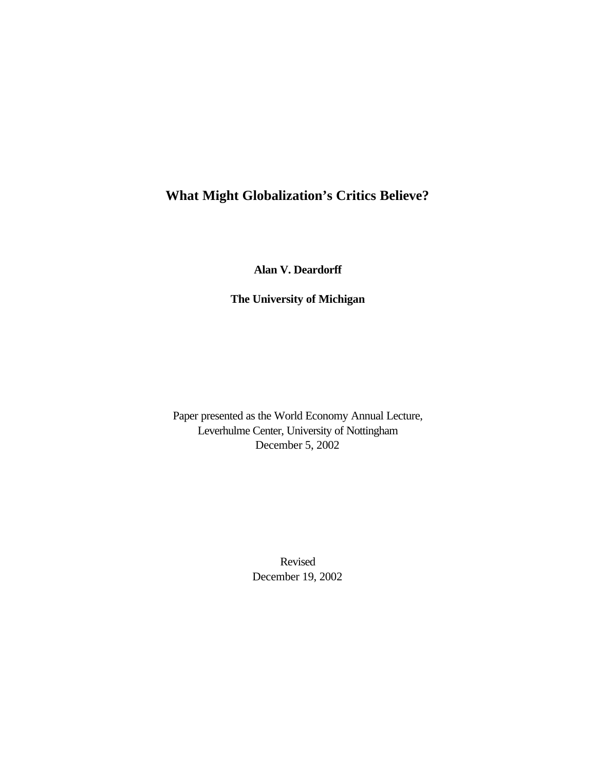# What Might Globalization's Critics Believe?

**Alan V. Deardorff**

**The University of Michigan**

Paper presented as the World Economy Annual Lecture,
Leverhulme Center, University of Nottingham
December 5, 2002

Revised
December 19, 2002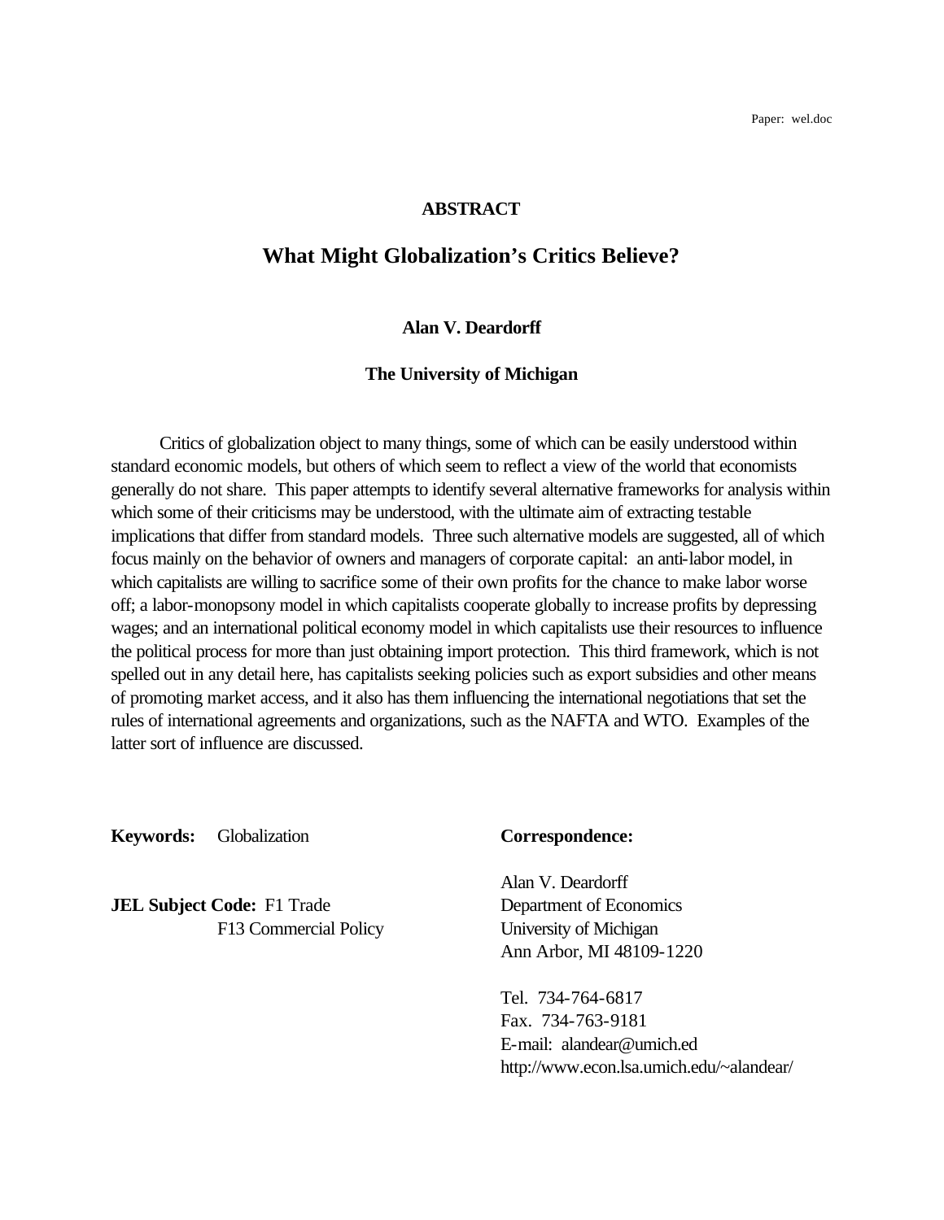Paper: wel.doc

**ABSTRACT**

# What Might Globalization's Critics Believe?

**Alan V. Deardorff**

**The University of Michigan**

Critics of globalization object to many things, some of which can be easily understood within standard economic models, but others of which seem to reflect a view of the world that economists generally do not share. This paper attempts to identify several alternative frameworks for analysis within which some of their criticisms may be understood, with the ultimate aim of extracting testable implications that differ from standard models. Three such alternative models are suggested, all of which focus mainly on the behavior of owners and managers of corporate capital: an anti-labor model, in which capitalists are willing to sacrifice some of their own profits for the chance to make labor worse off; a labor-monopsony model in which capitalists cooperate globally to increase profits by depressing wages; and an international political economy model in which capitalists use their resources to influence the political process for more than just obtaining import protection. This third framework, which is not spelled out in any detail here, has capitalists seeking policies such as export subsidies and other means of promoting market access, and it also has them influencing the international negotiations that set the rules of international agreements and organizations, such as the NAFTA and WTO. Examples of the latter sort of influence are discussed.

**Keywords:** Globalization

**JEL Subject Code:** F1 Trade
F13 Commercial Policy

**Correspondence:**

Alan V. Deardorff
Department of Economics
University of Michigan
Ann Arbor, MI 48109-1220

Tel. 734-764-6817
Fax. 734-763-9181
E-mail: alandear@umich.ed
http://www.econ.lsa.umich.edu/~alandear/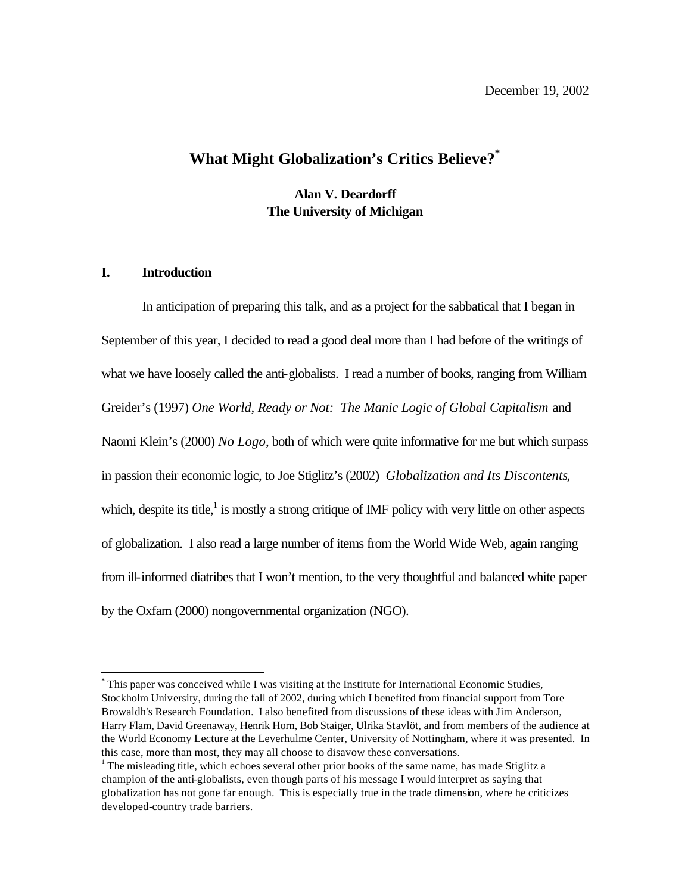December 19, 2002

# What Might Globalization's Critics Believe?[*]

**Alan V. Deardorff**
**The University of Michigan**

## I. Introduction

In anticipation of preparing this talk, and as a project for the sabbatical that I began in September of this year, I decided to read a good deal more than I had before of the writings of what we have loosely called the anti-globalists. I read a number of books, ranging from William Greider's (1997) *One World, Ready or Not: The Manic Logic of Global Capitalism* and Naomi Klein's (2000) *No Logo*, both of which were quite informative for me but which surpass in passion their economic logic, to Joe Stiglitz's (2002) *Globalization and Its Discontents*, which, despite its title,[1] is mostly a strong critique of IMF policy with very little on other aspects of globalization. I also read a large number of items from the World Wide Web, again ranging from ill-informed diatribes that I won't mention, to the very thoughtful and balanced white paper by the Oxfam (2000) nongovernmental organization (NGO).

---

[*] This paper was conceived while I was visiting at the Institute for International Economic Studies, Stockholm University, during the fall of 2002, during which I benefited from financial support from Tore Browaldh's Research Foundation. I also benefited from discussions of these ideas with Jim Anderson, Harry Flam, David Greenaway, Henrik Horn, Bob Staiger, Ulrika Stavlöt, and from members of the audience at the World Economy Lecture at the Leverhulme Center, University of Nottingham, where it was presented. In this case, more than most, they may all choose to disavow these conversations.

[1] The misleading title, which echoes several other prior books of the same name, has made Stiglitz a champion of the anti-globalists, even though parts of his message I would interpret as saying that globalization has not gone far enough. This is especially true in the trade dimension, where he criticizes developed-country trade barriers.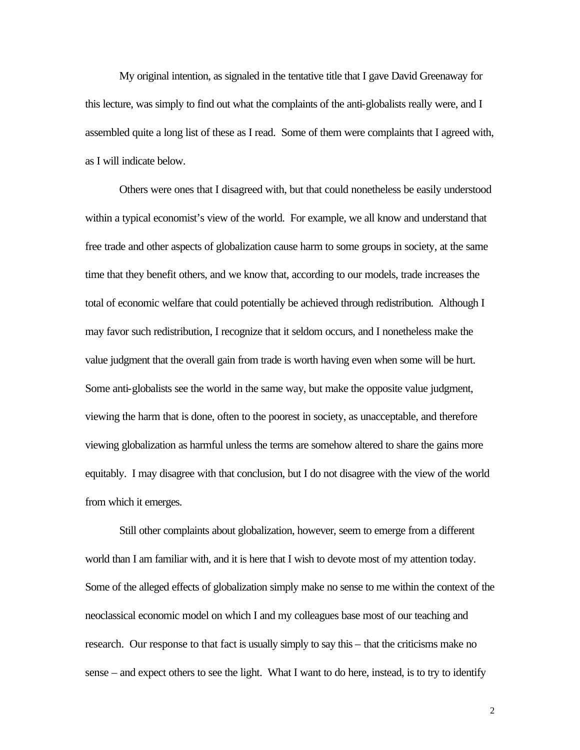My original intention, as signaled in the tentative title that I gave David Greenaway for this lecture, was simply to find out what the complaints of the anti-globalists really were, and I assembled quite a long list of these as I read. Some of them were complaints that I agreed with, as I will indicate below.

Others were ones that I disagreed with, but that could nonetheless be easily understood within a typical economist's view of the world. For example, we all know and understand that free trade and other aspects of globalization cause harm to some groups in society, at the same time that they benefit others, and we know that, according to our models, trade increases the total of economic welfare that could potentially be achieved through redistribution. Although I may favor such redistribution, I recognize that it seldom occurs, and I nonetheless make the value judgment that the overall gain from trade is worth having even when some will be hurt. Some anti-globalists see the world in the same way, but make the opposite value judgment, viewing the harm that is done, often to the poorest in society, as unacceptable, and therefore viewing globalization as harmful unless the terms are somehow altered to share the gains more equitably. I may disagree with that conclusion, but I do not disagree with the view of the world from which it emerges.

Still other complaints about globalization, however, seem to emerge from a different world than I am familiar with, and it is here that I wish to devote most of my attention today. Some of the alleged effects of globalization simply make no sense to me within the context of the neoclassical economic model on which I and my colleagues base most of our teaching and research. Our response to that fact is usually simply to say this – that the criticisms make no sense – and expect others to see the light. What I want to do here, instead, is to try to identify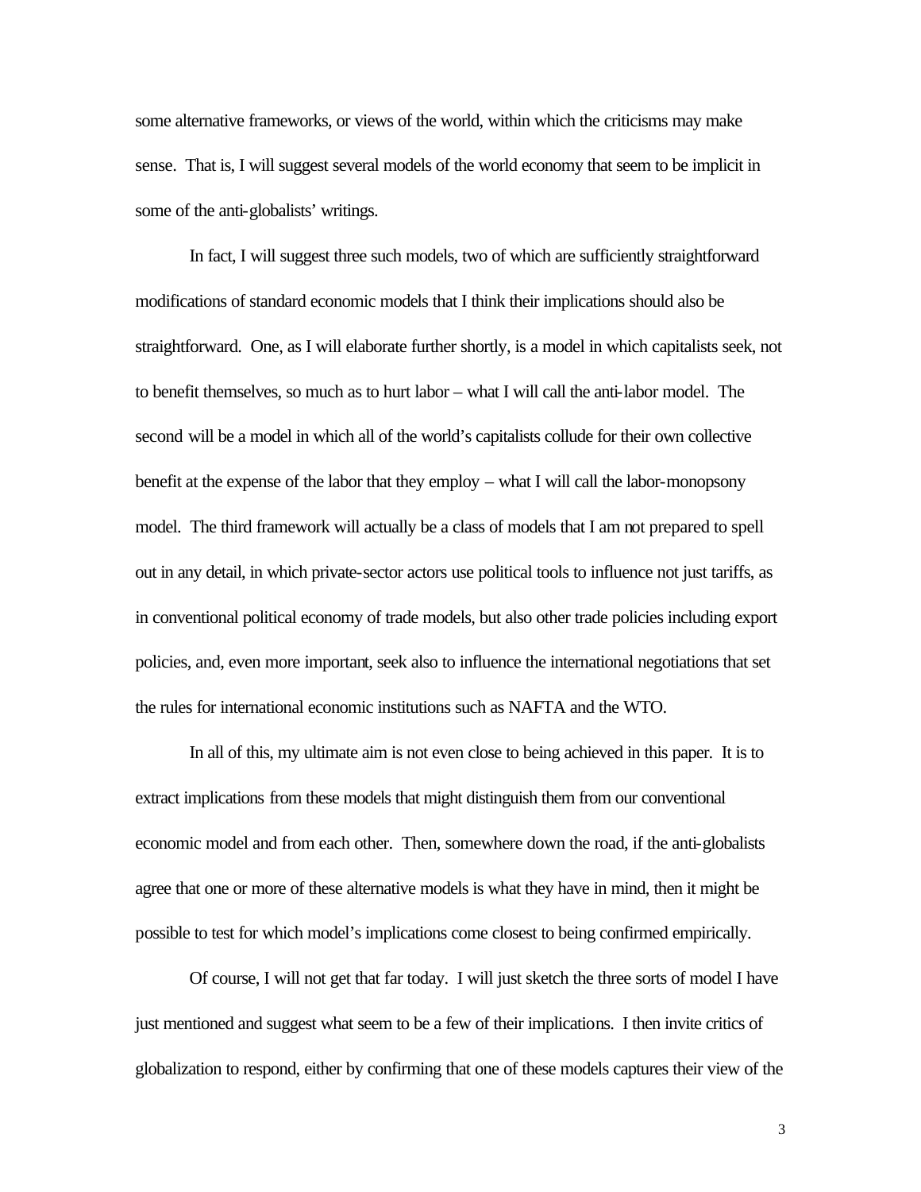some alternative frameworks, or views of the world, within which the criticisms may make sense. That is, I will suggest several models of the world economy that seem to be implicit in some of the anti-globalists' writings.

In fact, I will suggest three such models, two of which are sufficiently straightforward modifications of standard economic models that I think their implications should also be straightforward. One, as I will elaborate further shortly, is a model in which capitalists seek, not to benefit themselves, so much as to hurt labor – what I will call the anti-labor model. The second will be a model in which all of the world's capitalists collude for their own collective benefit at the expense of the labor that they employ – what I will call the labor-monopsony model. The third framework will actually be a class of models that I am not prepared to spell out in any detail, in which private-sector actors use political tools to influence not just tariffs, as in conventional political economy of trade models, but also other trade policies including export policies, and, even more important, seek also to influence the international negotiations that set the rules for international economic institutions such as NAFTA and the WTO.

In all of this, my ultimate aim is not even close to being achieved in this paper. It is to extract implications from these models that might distinguish them from our conventional economic model and from each other. Then, somewhere down the road, if the anti-globalists agree that one or more of these alternative models is what they have in mind, then it might be possible to test for which model's implications come closest to being confirmed empirically.

Of course, I will not get that far today. I will just sketch the three sorts of model I have just mentioned and suggest what seem to be a few of their implications. I then invite critics of globalization to respond, either by confirming that one of these models captures their view of the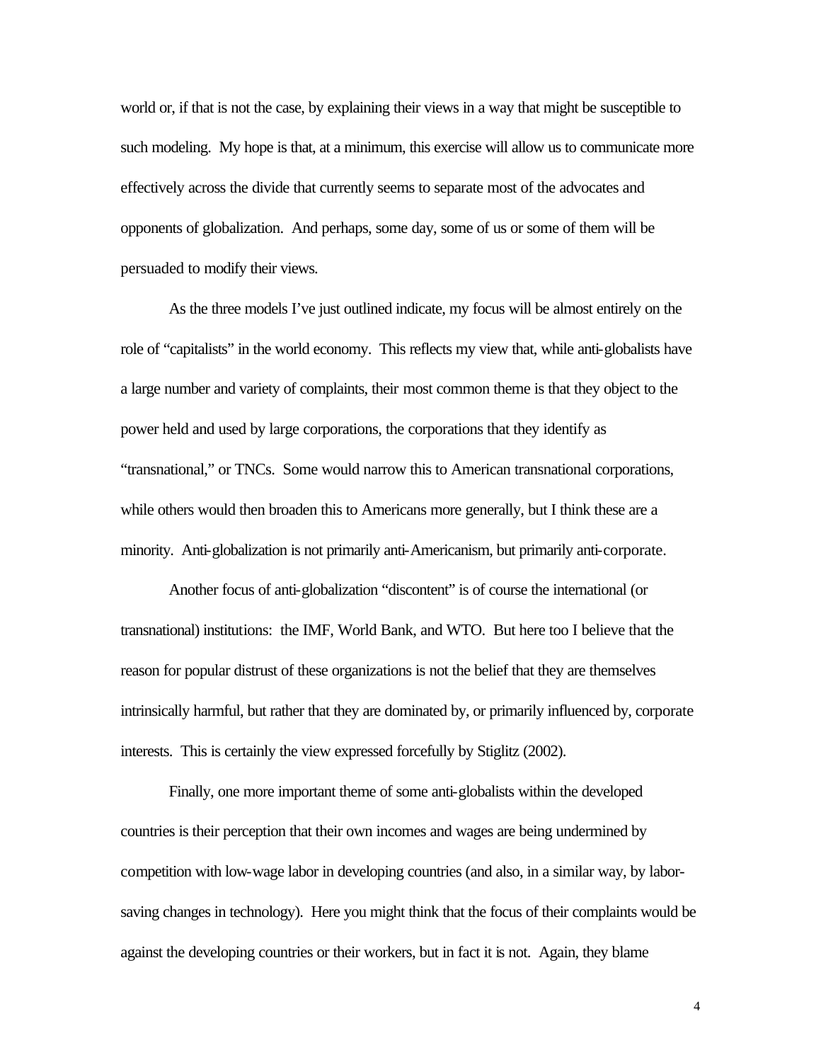world or, if that is not the case, by explaining their views in a way that might be susceptible to such modeling. My hope is that, at a minimum, this exercise will allow us to communicate more effectively across the divide that currently seems to separate most of the advocates and opponents of globalization. And perhaps, some day, some of us or some of them will be persuaded to modify their views.

As the three models I've just outlined indicate, my focus will be almost entirely on the role of "capitalists" in the world economy. This reflects my view that, while anti-globalists have a large number and variety of complaints, their most common theme is that they object to the power held and used by large corporations, the corporations that they identify as "transnational," or TNCs. Some would narrow this to American transnational corporations, while others would then broaden this to Americans more generally, but I think these are a minority. Anti-globalization is not primarily anti-Americanism, but primarily anti-corporate.

Another focus of anti-globalization "discontent" is of course the international (or transnational) institutions: the IMF, World Bank, and WTO. But here too I believe that the reason for popular distrust of these organizations is not the belief that they are themselves intrinsically harmful, but rather that they are dominated by, or primarily influenced by, corporate interests. This is certainly the view expressed forcefully by Stiglitz (2002).

Finally, one more important theme of some anti-globalists within the developed countries is their perception that their own incomes and wages are being undermined by competition with low-wage labor in developing countries (and also, in a similar way, by labor-saving changes in technology). Here you might think that the focus of their complaints would be against the developing countries or their workers, but in fact it is not. Again, they blame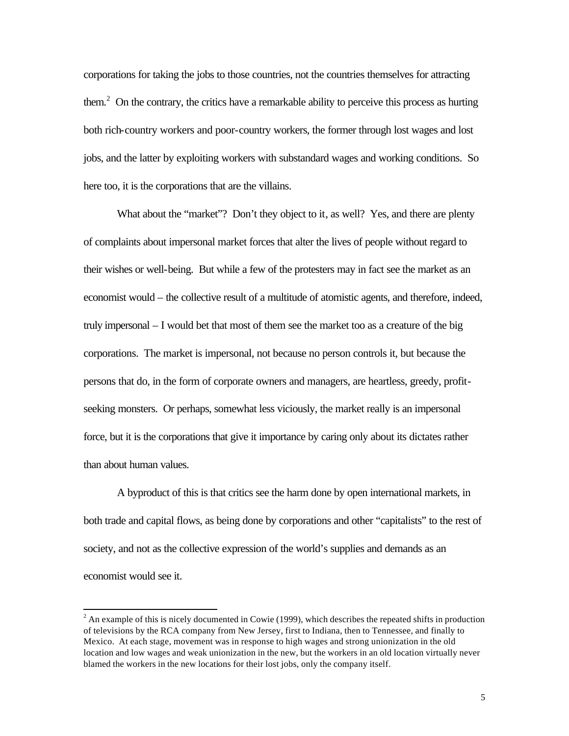corporations for taking the jobs to those countries, not the countries themselves for attracting them.[2] On the contrary, the critics have a remarkable ability to perceive this process as hurting both rich-country workers and poor-country workers, the former through lost wages and lost jobs, and the latter by exploiting workers with substandard wages and working conditions. So here too, it is the corporations that are the villains.

What about the "market"? Don't they object to it, as well? Yes, and there are plenty of complaints about impersonal market forces that alter the lives of people without regard to their wishes or well-being. But while a few of the protesters may in fact see the market as an economist would – the collective result of a multitude of atomistic agents, and therefore, indeed, truly impersonal – I would bet that most of them see the market too as a creature of the big corporations. The market is impersonal, not because no person controls it, but because the persons that do, in the form of corporate owners and managers, are heartless, greedy, profit-seeking monsters. Or perhaps, somewhat less viciously, the market really is an impersonal force, but it is the corporations that give it importance by caring only about its dictates rather than about human values.

A byproduct of this is that critics see the harm done by open international markets, in both trade and capital flows, as being done by corporations and other "capitalists" to the rest of society, and not as the collective expression of the world's supplies and demands as an economist would see it.

[2] An example of this is nicely documented in Cowie (1999), which describes the repeated shifts in production of televisions by the RCA company from New Jersey, first to Indiana, then to Tennessee, and finally to Mexico. At each stage, movement was in response to high wages and strong unionization in the old location and low wages and weak unionization in the new, but the workers in an old location virtually never blamed the workers in the new locations for their lost jobs, only the company itself.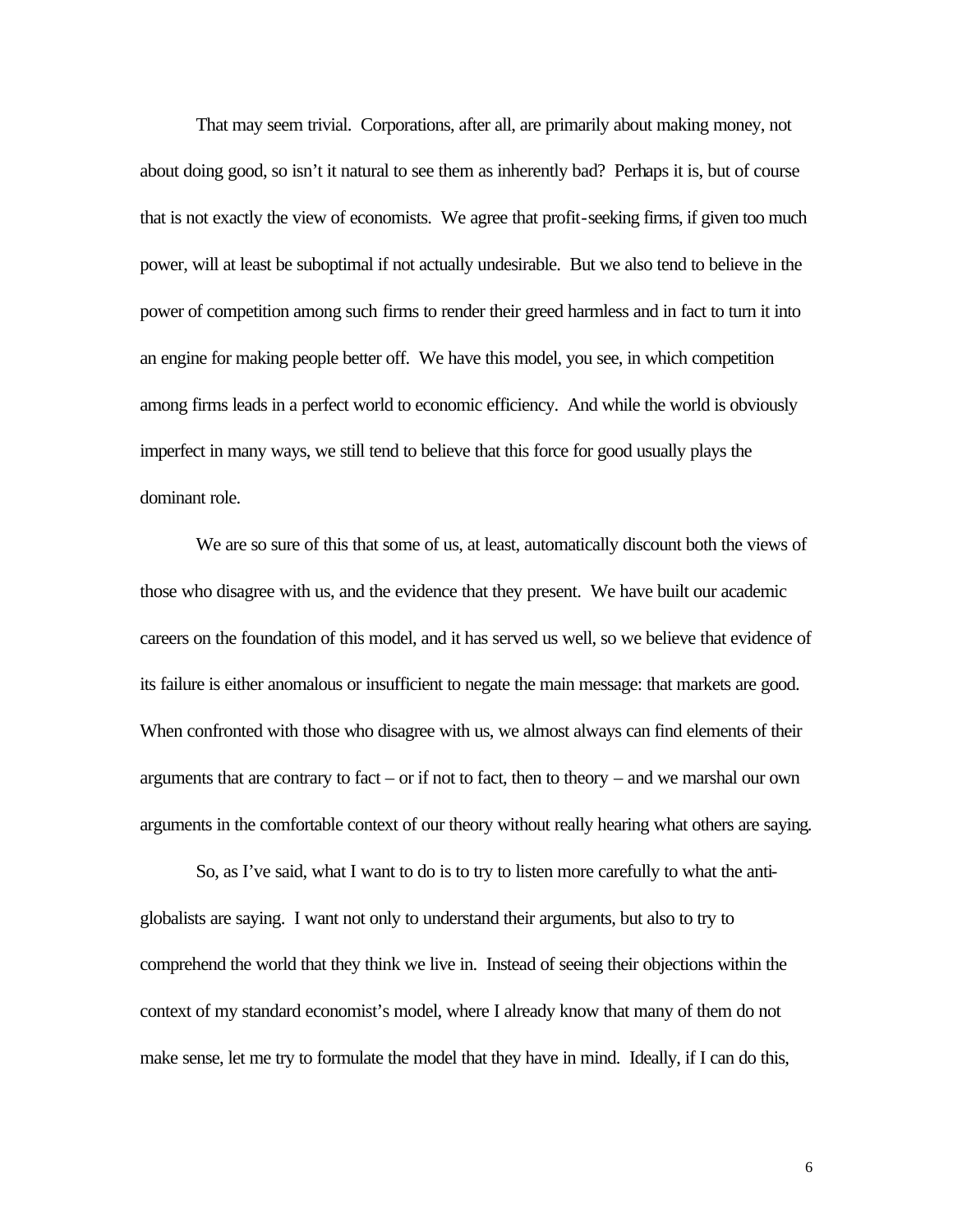That may seem trivial. Corporations, after all, are primarily about making money, not about doing good, so isn't it natural to see them as inherently bad? Perhaps it is, but of course that is not exactly the view of economists. We agree that profit-seeking firms, if given too much power, will at least be suboptimal if not actually undesirable. But we also tend to believe in the power of competition among such firms to render their greed harmless and in fact to turn it into an engine for making people better off. We have this model, you see, in which competition among firms leads in a perfect world to economic efficiency. And while the world is obviously imperfect in many ways, we still tend to believe that this force for good usually plays the dominant role.

We are so sure of this that some of us, at least, automatically discount both the views of those who disagree with us, and the evidence that they present. We have built our academic careers on the foundation of this model, and it has served us well, so we believe that evidence of its failure is either anomalous or insufficient to negate the main message: that markets are good. When confronted with those who disagree with us, we almost always can find elements of their arguments that are contrary to fact – or if not to fact, then to theory – and we marshal our own arguments in the comfortable context of our theory without really hearing what others are saying.

So, as I've said, what I want to do is to try to listen more carefully to what the anti-globalists are saying. I want not only to understand their arguments, but also to try to comprehend the world that they think we live in. Instead of seeing their objections within the context of my standard economist's model, where I already know that many of them do not make sense, let me try to formulate the model that they have in mind. Ideally, if I can do this,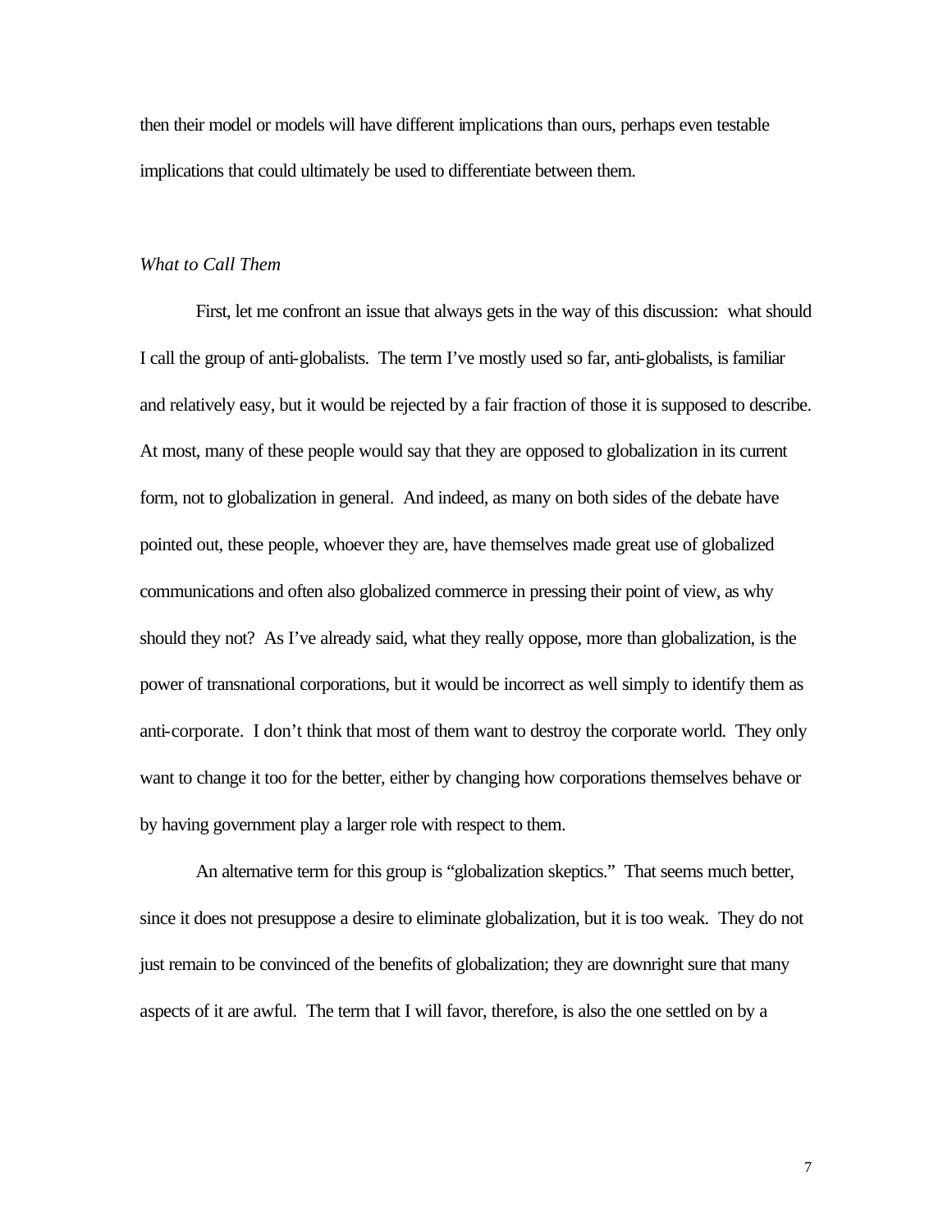then their model or models will have different implications than ours, perhaps even testable implications that could ultimately be used to differentiate between them.

### *What to Call Them*

First, let me confront an issue that always gets in the way of this discussion: what should I call the group of anti-globalists. The term I've mostly used so far, anti-globalists, is familiar and relatively easy, but it would be rejected by a fair fraction of those it is supposed to describe. At most, many of these people would say that they are opposed to globalization in its current form, not to globalization in general. And indeed, as many on both sides of the debate have pointed out, these people, whoever they are, have themselves made great use of globalized communications and often also globalized commerce in pressing their point of view, as why should they not? As I've already said, what they really oppose, more than globalization, is the power of transnational corporations, but it would be incorrect as well simply to identify them as anti-corporate. I don't think that most of them want to destroy the corporate world. They only want to change it too for the better, either by changing how corporations themselves behave or by having government play a larger role with respect to them.

An alternative term for this group is "globalization skeptics." That seems much better, since it does not presuppose a desire to eliminate globalization, but it is too weak. They do not just remain to be convinced of the benefits of globalization; they are downright sure that many aspects of it are awful. The term that I will favor, therefore, is also the one settled on by a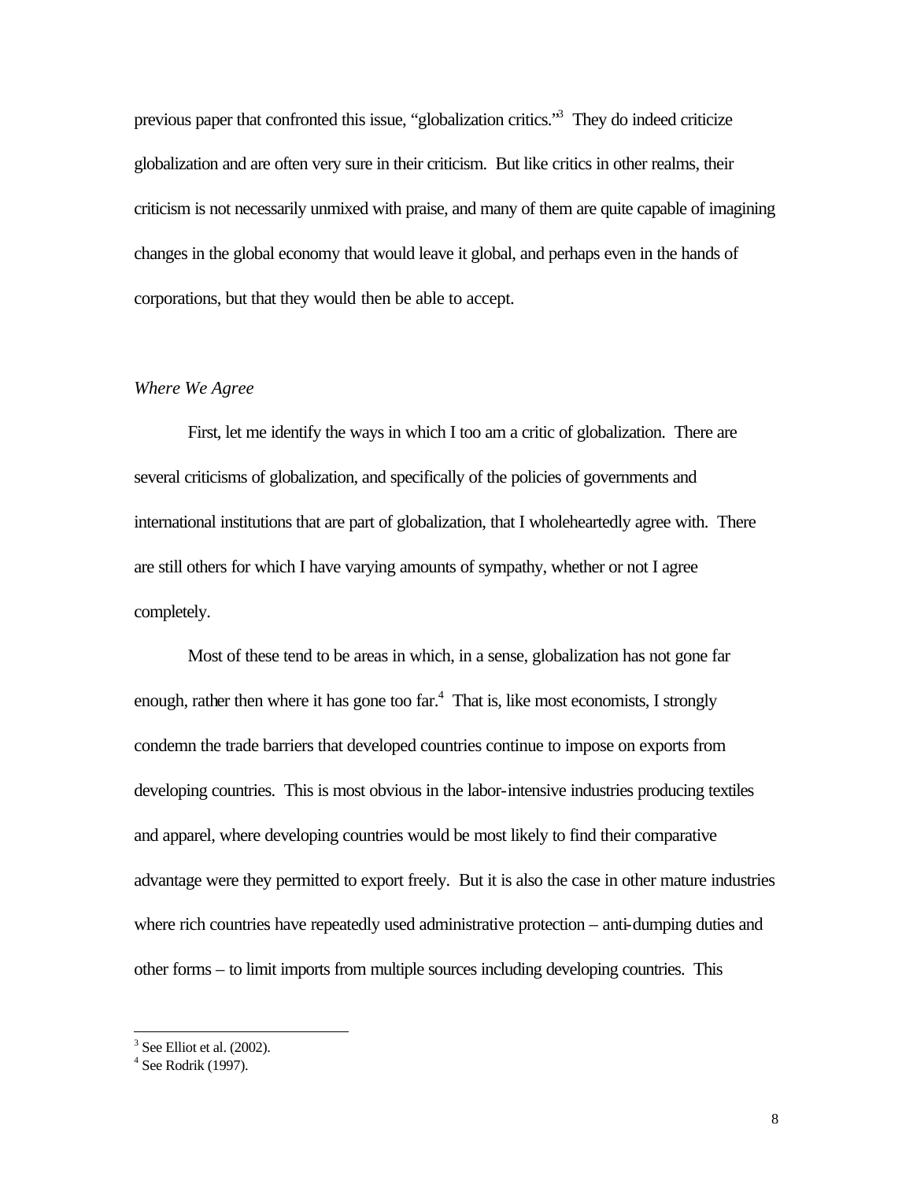previous paper that confronted this issue, "globalization critics."[3] They do indeed criticize globalization and are often very sure in their criticism. But like critics in other realms, their criticism is not necessarily unmixed with praise, and many of them are quite capable of imagining changes in the global economy that would leave it global, and perhaps even in the hands of corporations, but that they would then be able to accept.

*Where We Agree*

First, let me identify the ways in which I too am a critic of globalization. There are several criticisms of globalization, and specifically of the policies of governments and international institutions that are part of globalization, that I wholeheartedly agree with. There are still others for which I have varying amounts of sympathy, whether or not I agree completely.

Most of these tend to be areas in which, in a sense, globalization has not gone far enough, rather then where it has gone too far.[4] That is, like most economists, I strongly condemn the trade barriers that developed countries continue to impose on exports from developing countries. This is most obvious in the labor-intensive industries producing textiles and apparel, where developing countries would be most likely to find their comparative advantage were they permitted to export freely. But it is also the case in other mature industries where rich countries have repeatedly used administrative protection – anti-dumping duties and other forms – to limit imports from multiple sources including developing countries. This

---

[3] See Elliot et al. (2002).

[4] See Rodrik (1997).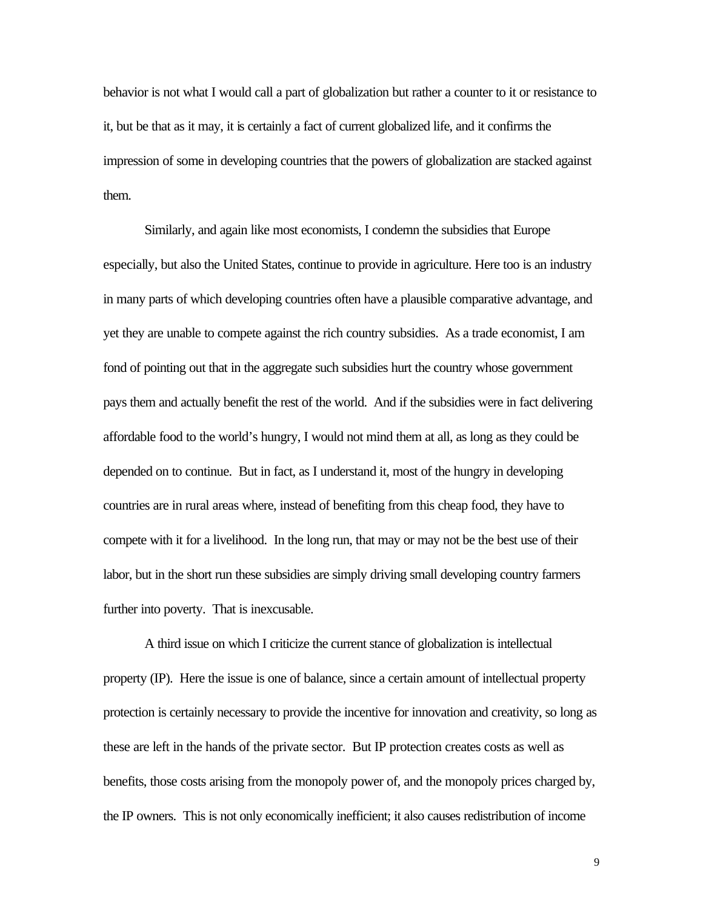behavior is not what I would call a part of globalization but rather a counter to it or resistance to it, but be that as it may, it is certainly a fact of current globalized life, and it confirms the impression of some in developing countries that the powers of globalization are stacked against them.

Similarly, and again like most economists, I condemn the subsidies that Europe especially, but also the United States, continue to provide in agriculture. Here too is an industry in many parts of which developing countries often have a plausible comparative advantage, and yet they are unable to compete against the rich country subsidies. As a trade economist, I am fond of pointing out that in the aggregate such subsidies hurt the country whose government pays them and actually benefit the rest of the world. And if the subsidies were in fact delivering affordable food to the world's hungry, I would not mind them at all, as long as they could be depended on to continue. But in fact, as I understand it, most of the hungry in developing countries are in rural areas where, instead of benefiting from this cheap food, they have to compete with it for a livelihood. In the long run, that may or may not be the best use of their labor, but in the short run these subsidies are simply driving small developing country farmers further into poverty. That is inexcusable.

A third issue on which I criticize the current stance of globalization is intellectual property (IP). Here the issue is one of balance, since a certain amount of intellectual property protection is certainly necessary to provide the incentive for innovation and creativity, so long as these are left in the hands of the private sector. But IP protection creates costs as well as benefits, those costs arising from the monopoly power of, and the monopoly prices charged by, the IP owners. This is not only economically inefficient; it also causes redistribution of income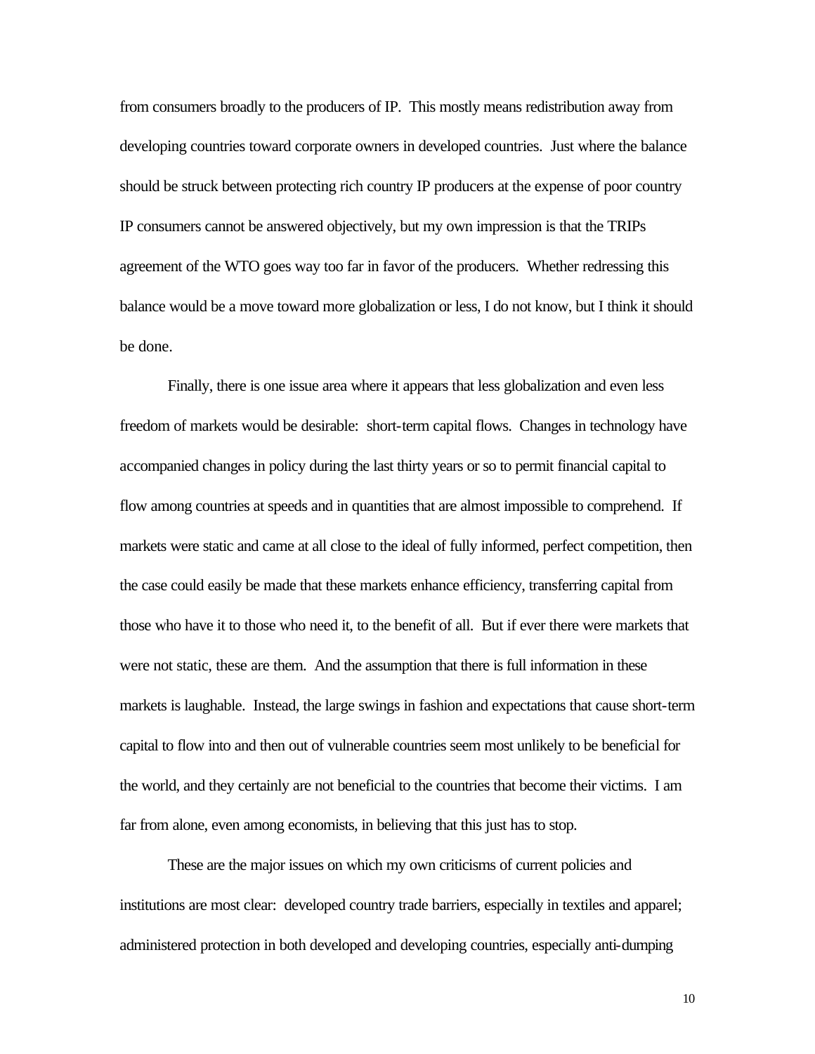from consumers broadly to the producers of IP. This mostly means redistribution away from developing countries toward corporate owners in developed countries. Just where the balance should be struck between protecting rich country IP producers at the expense of poor country IP consumers cannot be answered objectively, but my own impression is that the TRIPs agreement of the WTO goes way too far in favor of the producers. Whether redressing this balance would be a move toward more globalization or less, I do not know, but I think it should be done.

Finally, there is one issue area where it appears that less globalization and even less freedom of markets would be desirable: short-term capital flows. Changes in technology have accompanied changes in policy during the last thirty years or so to permit financial capital to flow among countries at speeds and in quantities that are almost impossible to comprehend. If markets were static and came at all close to the ideal of fully informed, perfect competition, then the case could easily be made that these markets enhance efficiency, transferring capital from those who have it to those who need it, to the benefit of all. But if ever there were markets that were not static, these are them. And the assumption that there is full information in these markets is laughable. Instead, the large swings in fashion and expectations that cause short-term capital to flow into and then out of vulnerable countries seem most unlikely to be beneficial for the world, and they certainly are not beneficial to the countries that become their victims. I am far from alone, even among economists, in believing that this just has to stop.

These are the major issues on which my own criticisms of current policies and institutions are most clear: developed country trade barriers, especially in textiles and apparel; administered protection in both developed and developing countries, especially anti-dumping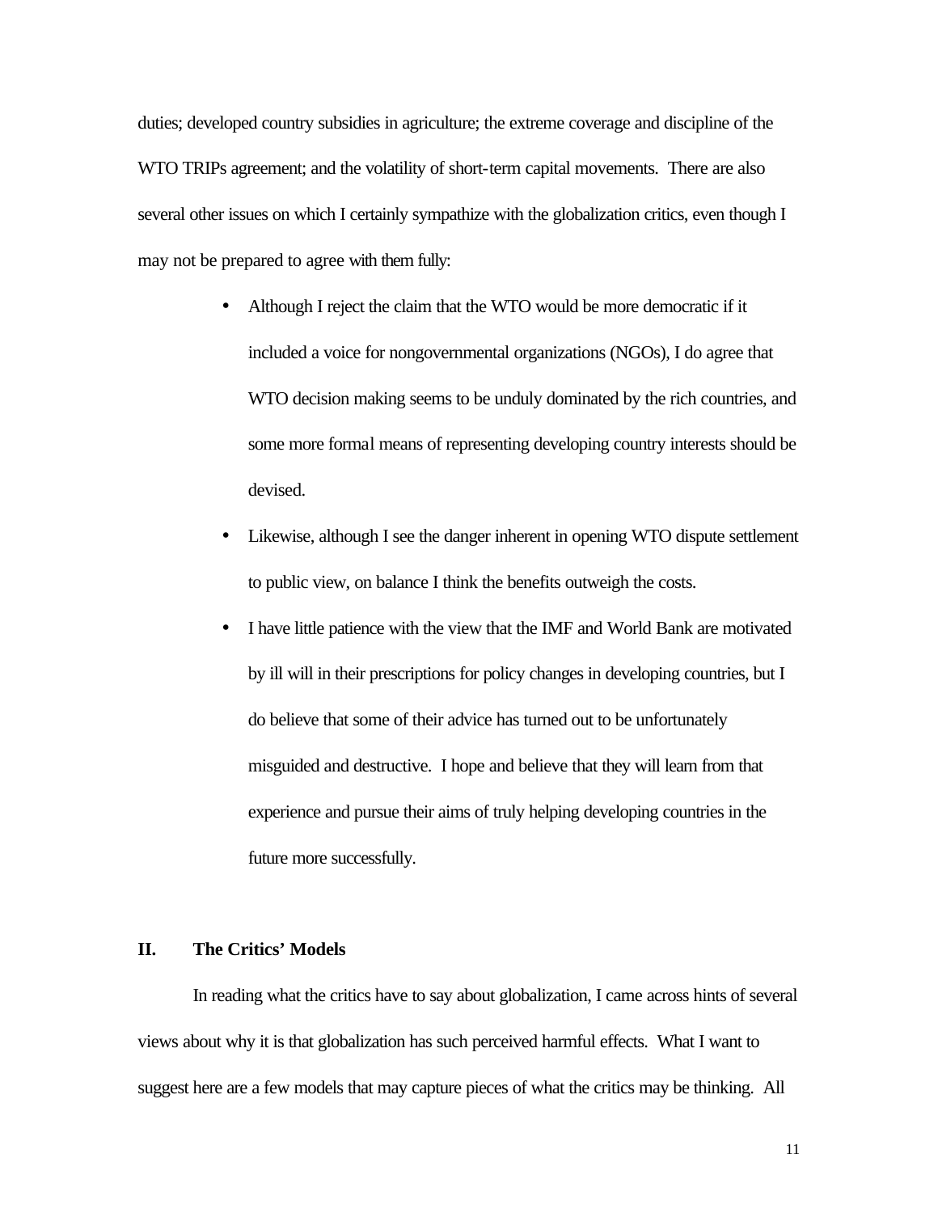duties; developed country subsidies in agriculture; the extreme coverage and discipline of the WTO TRIPs agreement; and the volatility of short-term capital movements. There are also several other issues on which I certainly sympathize with the globalization critics, even though I may not be prepared to agree with them fully:

- Although I reject the claim that the WTO would be more democratic if it included a voice for nongovernmental organizations (NGOs), I do agree that WTO decision making seems to be unduly dominated by the rich countries, and some more formal means of representing developing country interests should be devised.
- Likewise, although I see the danger inherent in opening WTO dispute settlement to public view, on balance I think the benefits outweigh the costs.
- I have little patience with the view that the IMF and World Bank are motivated by ill will in their prescriptions for policy changes in developing countries, but I do believe that some of their advice has turned out to be unfortunately misguided and destructive. I hope and believe that they will learn from that experience and pursue their aims of truly helping developing countries in the future more successfully.

## II. The Critics' Models

In reading what the critics have to say about globalization, I came across hints of several views about why it is that globalization has such perceived harmful effects. What I want to suggest here are a few models that may capture pieces of what the critics may be thinking. All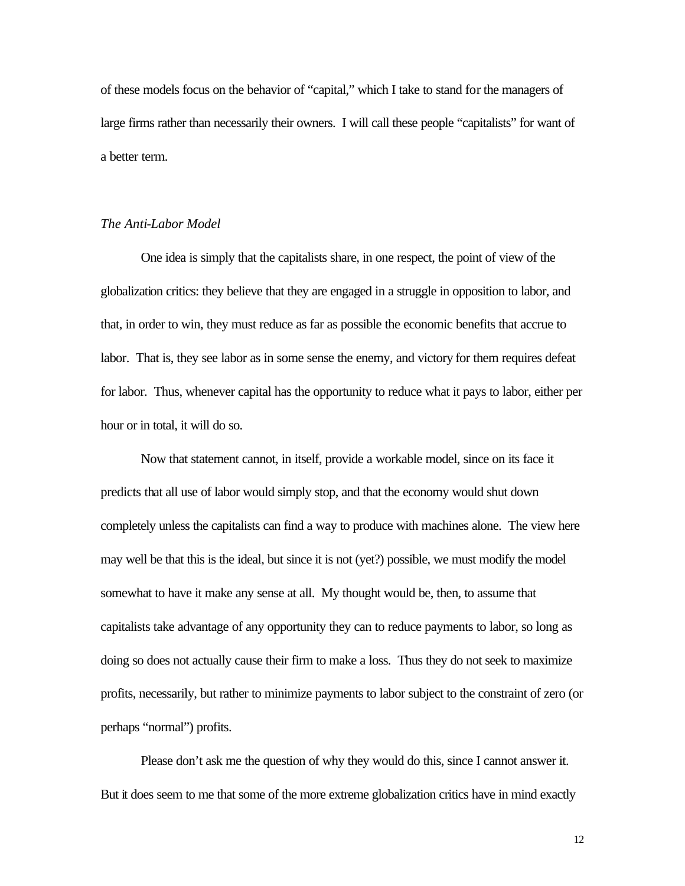of these models focus on the behavior of "capital," which I take to stand for the managers of large firms rather than necessarily their owners. I will call these people "capitalists" for want of a better term.

### *The Anti-Labor Model*

One idea is simply that the capitalists share, in one respect, the point of view of the globalization critics: they believe that they are engaged in a struggle in opposition to labor, and that, in order to win, they must reduce as far as possible the economic benefits that accrue to labor. That is, they see labor as in some sense the enemy, and victory for them requires defeat for labor. Thus, whenever capital has the opportunity to reduce what it pays to labor, either per hour or in total, it will do so.

Now that statement cannot, in itself, provide a workable model, since on its face it predicts that all use of labor would simply stop, and that the economy would shut down completely unless the capitalists can find a way to produce with machines alone. The view here may well be that this is the ideal, but since it is not (yet?) possible, we must modify the model somewhat to have it make any sense at all. My thought would be, then, to assume that capitalists take advantage of any opportunity they can to reduce payments to labor, so long as doing so does not actually cause their firm to make a loss. Thus they do not seek to maximize profits, necessarily, but rather to minimize payments to labor subject to the constraint of zero (or perhaps "normal") profits.

Please don't ask me the question of why they would do this, since I cannot answer it. But it does seem to me that some of the more extreme globalization critics have in mind exactly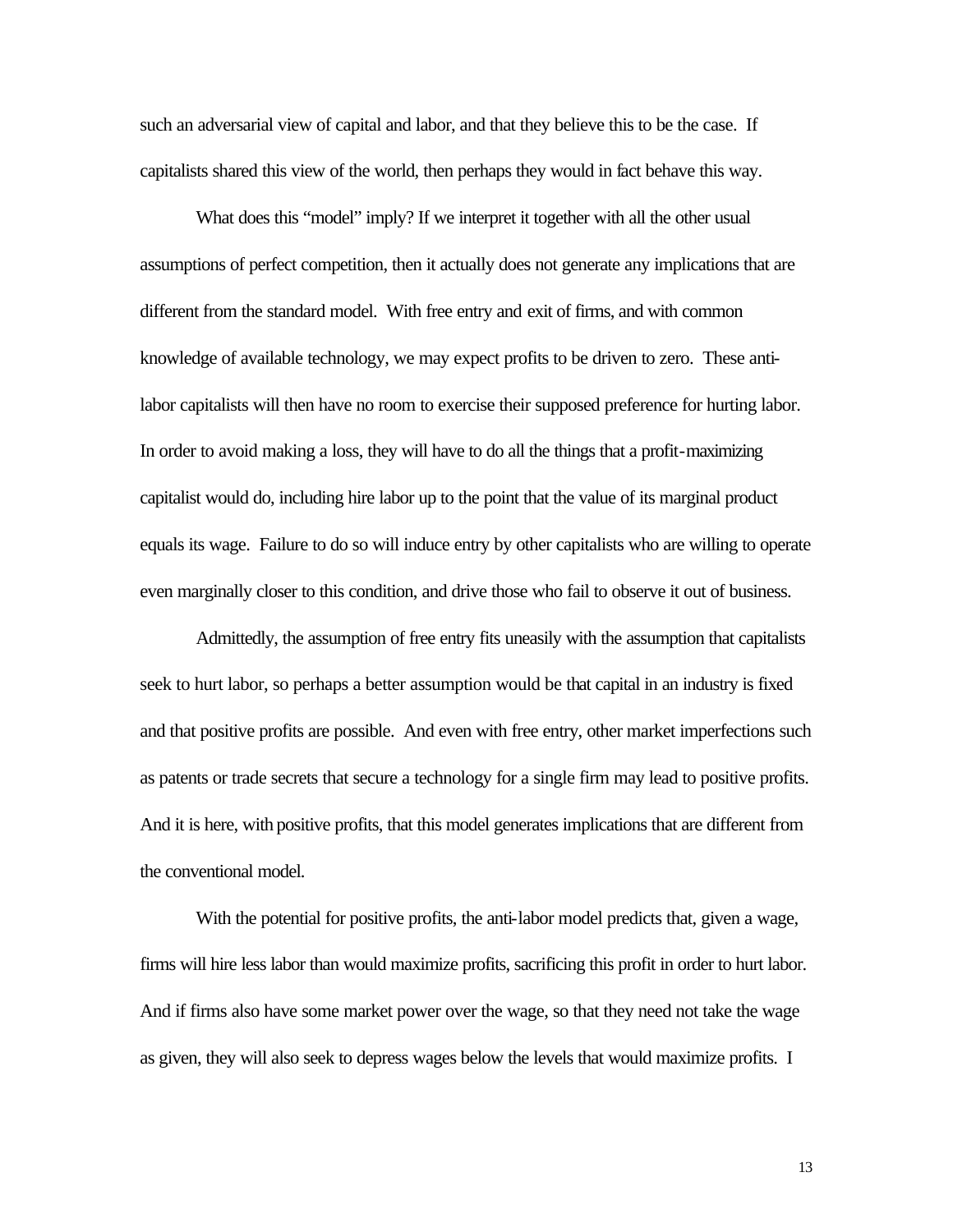such an adversarial view of capital and labor, and that they believe this to be the case. If capitalists shared this view of the world, then perhaps they would in fact behave this way.

What does this "model" imply? If we interpret it together with all the other usual assumptions of perfect competition, then it actually does not generate any implications that are different from the standard model. With free entry and exit of firms, and with common knowledge of available technology, we may expect profits to be driven to zero. These anti-labor capitalists will then have no room to exercise their supposed preference for hurting labor. In order to avoid making a loss, they will have to do all the things that a profit-maximizing capitalist would do, including hire labor up to the point that the value of its marginal product equals its wage. Failure to do so will induce entry by other capitalists who are willing to operate even marginally closer to this condition, and drive those who fail to observe it out of business.

Admittedly, the assumption of free entry fits uneasily with the assumption that capitalists seek to hurt labor, so perhaps a better assumption would be that capital in an industry is fixed and that positive profits are possible. And even with free entry, other market imperfections such as patents or trade secrets that secure a technology for a single firm may lead to positive profits. And it is here, with positive profits, that this model generates implications that are different from the conventional model.

With the potential for positive profits, the anti-labor model predicts that, given a wage, firms will hire less labor than would maximize profits, sacrificing this profit in order to hurt labor. And if firms also have some market power over the wage, so that they need not take the wage as given, they will also seek to depress wages below the levels that would maximize profits. I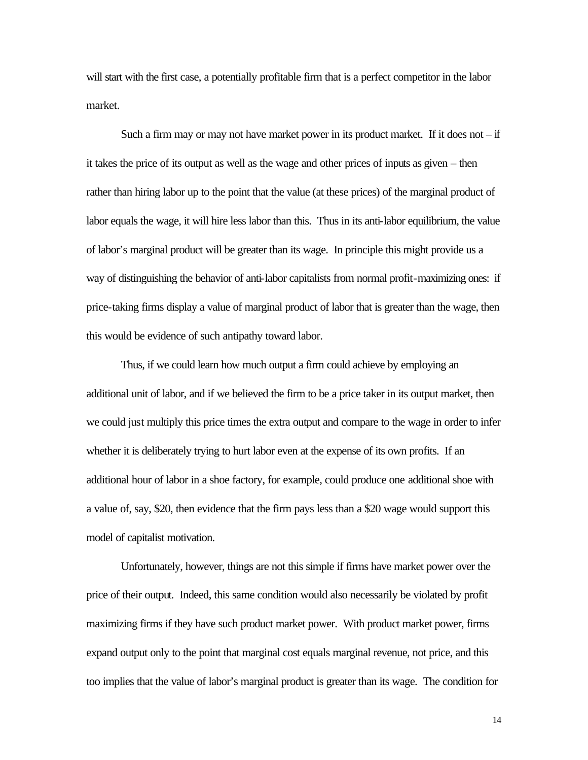will start with the first case, a potentially profitable firm that is a perfect competitor in the labor market.

Such a firm may or may not have market power in its product market. If it does not – if it takes the price of its output as well as the wage and other prices of inputs as given – then rather than hiring labor up to the point that the value (at these prices) of the marginal product of labor equals the wage, it will hire less labor than this. Thus in its anti-labor equilibrium, the value of labor's marginal product will be greater than its wage. In principle this might provide us a way of distinguishing the behavior of anti-labor capitalists from normal profit-maximizing ones: if price-taking firms display a value of marginal product of labor that is greater than the wage, then this would be evidence of such antipathy toward labor.

Thus, if we could learn how much output a firm could achieve by employing an additional unit of labor, and if we believed the firm to be a price taker in its output market, then we could just multiply this price times the extra output and compare to the wage in order to infer whether it is deliberately trying to hurt labor even at the expense of its own profits. If an additional hour of labor in a shoe factory, for example, could produce one additional shoe with a value of, say, \$20, then evidence that the firm pays less than a \$20 wage would support this model of capitalist motivation.

Unfortunately, however, things are not this simple if firms have market power over the price of their output. Indeed, this same condition would also necessarily be violated by profit maximizing firms if they have such product market power. With product market power, firms expand output only to the point that marginal cost equals marginal revenue, not price, and this too implies that the value of labor's marginal product is greater than its wage. The condition for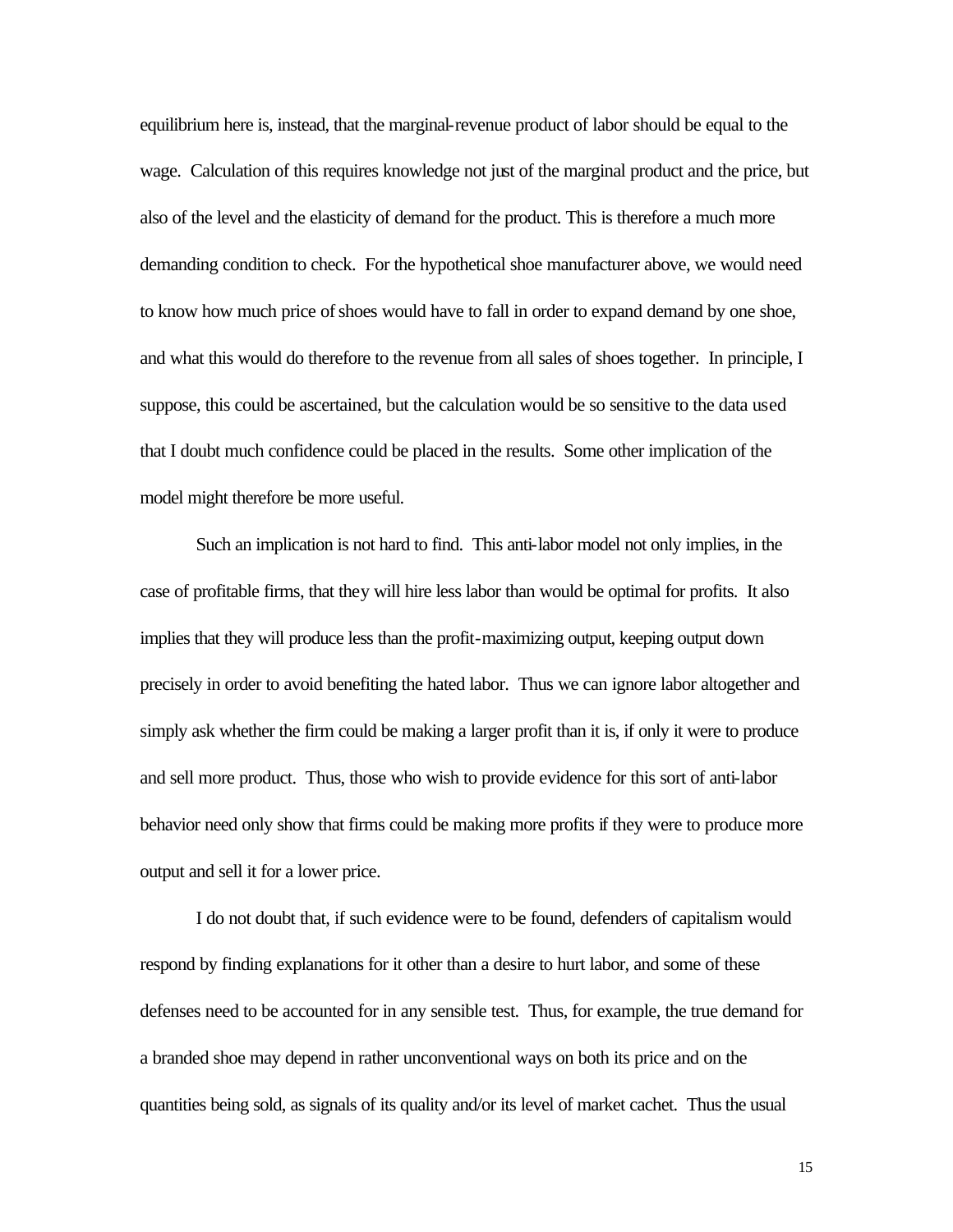equilibrium here is, instead, that the marginal-revenue product of labor should be equal to the wage. Calculation of this requires knowledge not just of the marginal product and the price, but also of the level and the elasticity of demand for the product. This is therefore a much more demanding condition to check. For the hypothetical shoe manufacturer above, we would need to know how much price of shoes would have to fall in order to expand demand by one shoe, and what this would do therefore to the revenue from all sales of shoes together. In principle, I suppose, this could be ascertained, but the calculation would be so sensitive to the data used that I doubt much confidence could be placed in the results. Some other implication of the model might therefore be more useful.

Such an implication is not hard to find. This anti-labor model not only implies, in the case of profitable firms, that they will hire less labor than would be optimal for profits. It also implies that they will produce less than the profit-maximizing output, keeping output down precisely in order to avoid benefiting the hated labor. Thus we can ignore labor altogether and simply ask whether the firm could be making a larger profit than it is, if only it were to produce and sell more product. Thus, those who wish to provide evidence for this sort of anti-labor behavior need only show that firms could be making more profits if they were to produce more output and sell it for a lower price.

I do not doubt that, if such evidence were to be found, defenders of capitalism would respond by finding explanations for it other than a desire to hurt labor, and some of these defenses need to be accounted for in any sensible test. Thus, for example, the true demand for a branded shoe may depend in rather unconventional ways on both its price and on the quantities being sold, as signals of its quality and/or its level of market cachet. Thus the usual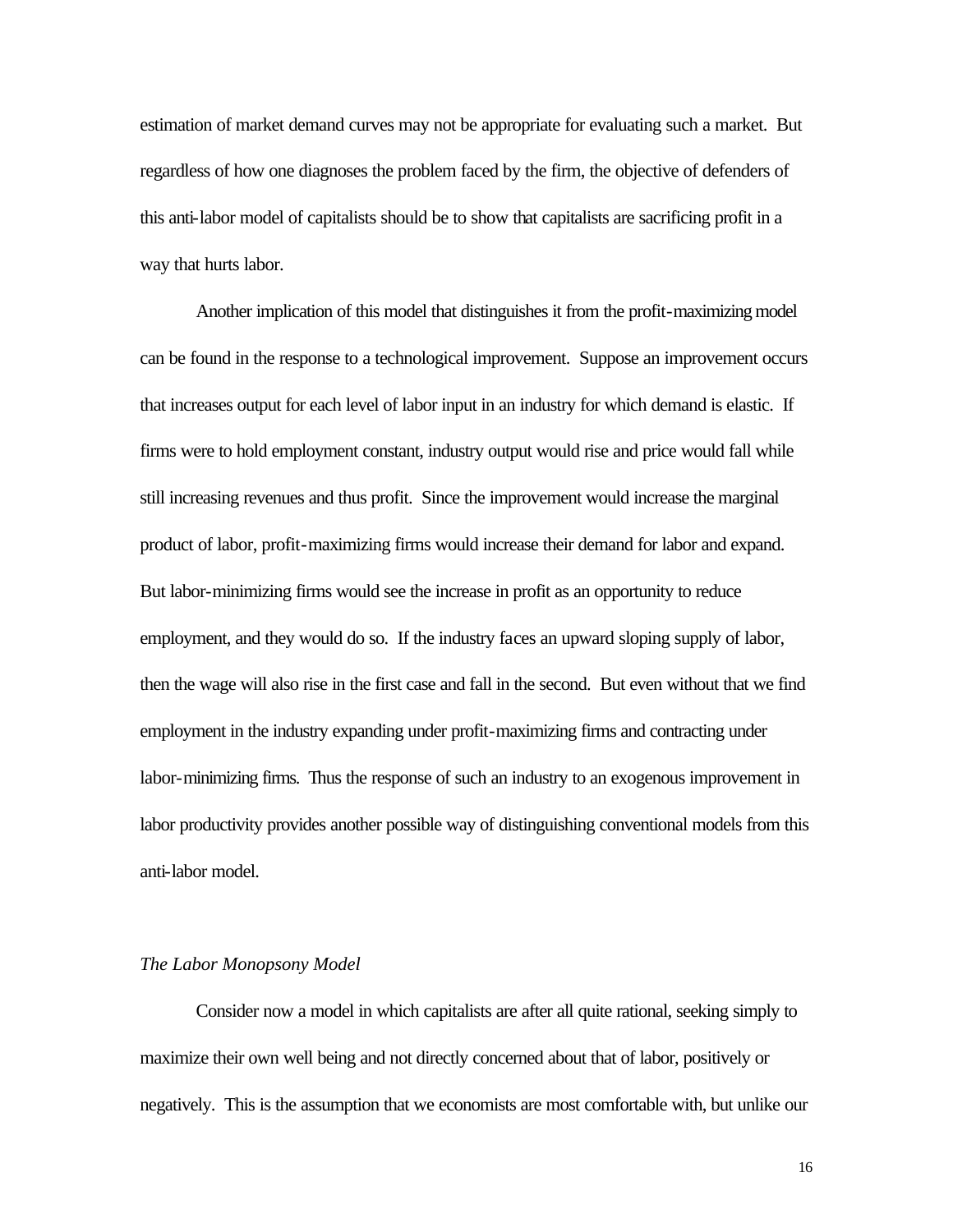estimation of market demand curves may not be appropriate for evaluating such a market. But regardless of how one diagnoses the problem faced by the firm, the objective of defenders of this anti-labor model of capitalists should be to show that capitalists are sacrificing profit in a way that hurts labor.

Another implication of this model that distinguishes it from the profit-maximizing model can be found in the response to a technological improvement. Suppose an improvement occurs that increases output for each level of labor input in an industry for which demand is elastic. If firms were to hold employment constant, industry output would rise and price would fall while still increasing revenues and thus profit. Since the improvement would increase the marginal product of labor, profit-maximizing firms would increase their demand for labor and expand. But labor-minimizing firms would see the increase in profit as an opportunity to reduce employment, and they would do so. If the industry faces an upward sloping supply of labor, then the wage will also rise in the first case and fall in the second. But even without that we find employment in the industry expanding under profit-maximizing firms and contracting under labor-minimizing firms. Thus the response of such an industry to an exogenous improvement in labor productivity provides another possible way of distinguishing conventional models from this anti-labor model.

*The Labor Monopsony Model*

Consider now a model in which capitalists are after all quite rational, seeking simply to maximize their own well being and not directly concerned about that of labor, positively or negatively. This is the assumption that we economists are most comfortable with, but unlike our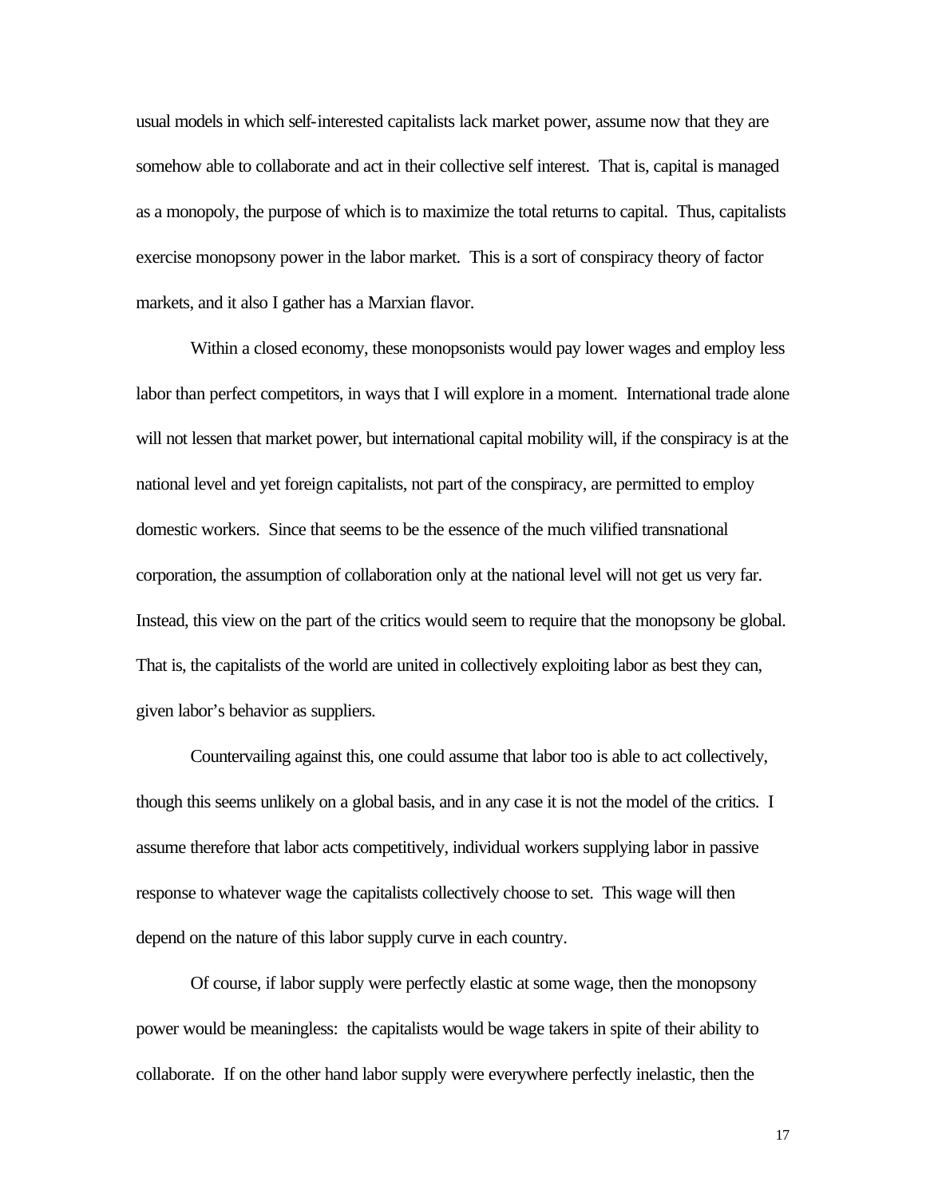usual models in which self-interested capitalists lack market power, assume now that they are somehow able to collaborate and act in their collective self interest. That is, capital is managed as a monopoly, the purpose of which is to maximize the total returns to capital. Thus, capitalists exercise monopsony power in the labor market. This is a sort of conspiracy theory of factor markets, and it also I gather has a Marxian flavor.

Within a closed economy, these monopsonists would pay lower wages and employ less labor than perfect competitors, in ways that I will explore in a moment. International trade alone will not lessen that market power, but international capital mobility will, if the conspiracy is at the national level and yet foreign capitalists, not part of the conspiracy, are permitted to employ domestic workers. Since that seems to be the essence of the much vilified transnational corporation, the assumption of collaboration only at the national level will not get us very far. Instead, this view on the part of the critics would seem to require that the monopsony be global. That is, the capitalists of the world are united in collectively exploiting labor as best they can, given labor's behavior as suppliers.

Countervailing against this, one could assume that labor too is able to act collectively, though this seems unlikely on a global basis, and in any case it is not the model of the critics. I assume therefore that labor acts competitively, individual workers supplying labor in passive response to whatever wage the capitalists collectively choose to set. This wage will then depend on the nature of this labor supply curve in each country.

Of course, if labor supply were perfectly elastic at some wage, then the monopsony power would be meaningless: the capitalists would be wage takers in spite of their ability to collaborate. If on the other hand labor supply were everywhere perfectly inelastic, then the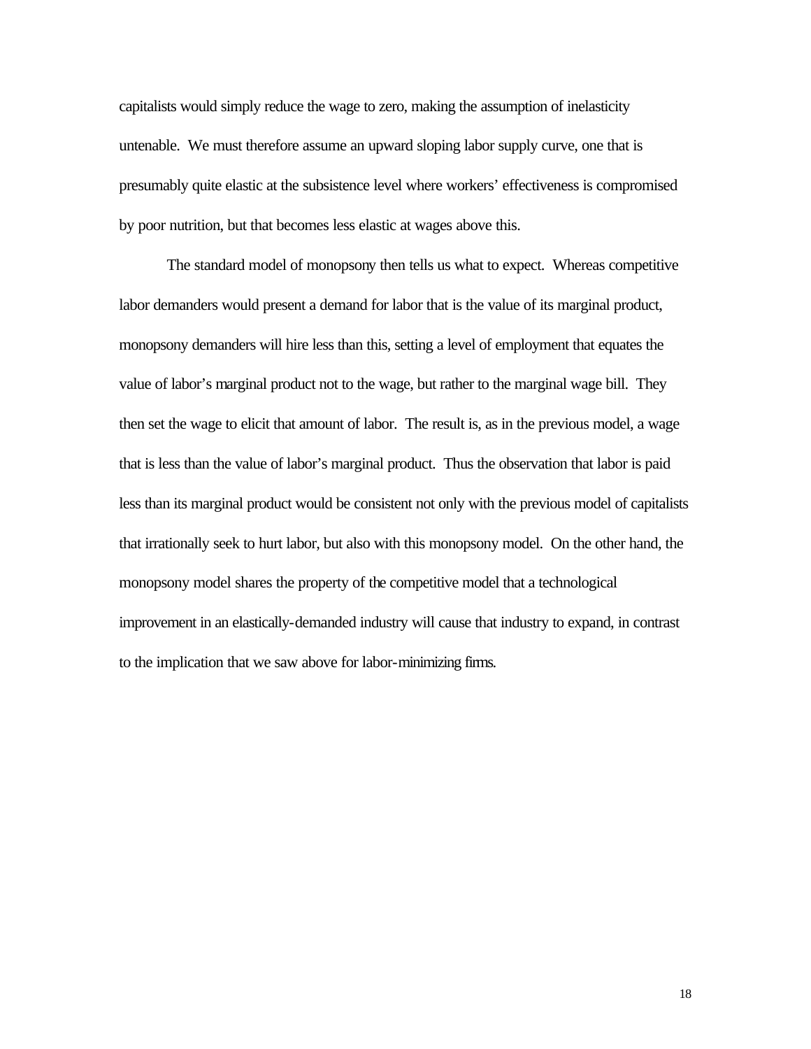capitalists would simply reduce the wage to zero, making the assumption of inelasticity untenable. We must therefore assume an upward sloping labor supply curve, one that is presumably quite elastic at the subsistence level where workers' effectiveness is compromised by poor nutrition, but that becomes less elastic at wages above this.

The standard model of monopsony then tells us what to expect. Whereas competitive labor demanders would present a demand for labor that is the value of its marginal product, monopsony demanders will hire less than this, setting a level of employment that equates the value of labor's marginal product not to the wage, but rather to the marginal wage bill. They then set the wage to elicit that amount of labor. The result is, as in the previous model, a wage that is less than the value of labor's marginal product. Thus the observation that labor is paid less than its marginal product would be consistent not only with the previous model of capitalists that irrationally seek to hurt labor, but also with this monopsony model. On the other hand, the monopsony model shares the property of the competitive model that a technological improvement in an elastically-demanded industry will cause that industry to expand, in contrast to the implication that we saw above for labor-minimizing firms.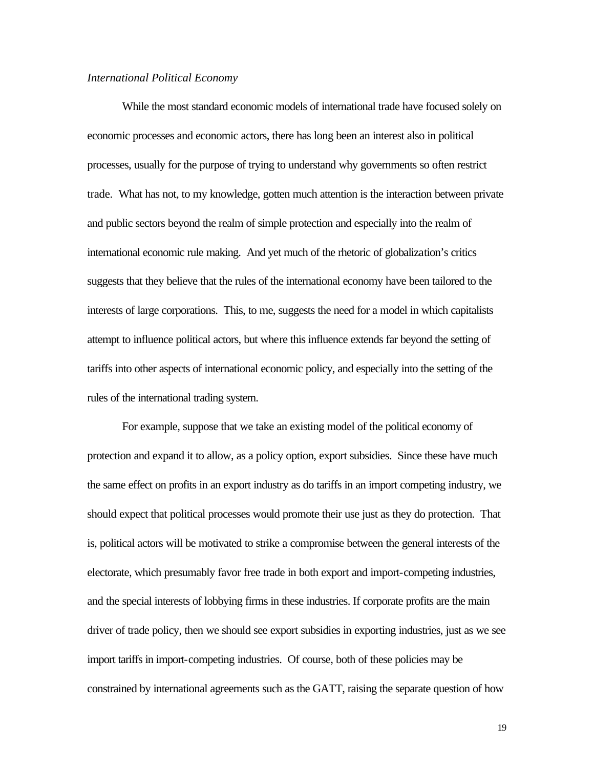*International Political Economy*

While the most standard economic models of international trade have focused solely on economic processes and economic actors, there has long been an interest also in political processes, usually for the purpose of trying to understand why governments so often restrict trade. What has not, to my knowledge, gotten much attention is the interaction between private and public sectors beyond the realm of simple protection and especially into the realm of international economic rule making. And yet much of the rhetoric of globalization's critics suggests that they believe that the rules of the international economy have been tailored to the interests of large corporations. This, to me, suggests the need for a model in which capitalists attempt to influence political actors, but where this influence extends far beyond the setting of tariffs into other aspects of international economic policy, and especially into the setting of the rules of the international trading system.

For example, suppose that we take an existing model of the political economy of protection and expand it to allow, as a policy option, export subsidies. Since these have much the same effect on profits in an export industry as do tariffs in an import competing industry, we should expect that political processes would promote their use just as they do protection. That is, political actors will be motivated to strike a compromise between the general interests of the electorate, which presumably favor free trade in both export and import-competing industries, and the special interests of lobbying firms in these industries. If corporate profits are the main driver of trade policy, then we should see export subsidies in exporting industries, just as we see import tariffs in import-competing industries. Of course, both of these policies may be constrained by international agreements such as the GATT, raising the separate question of how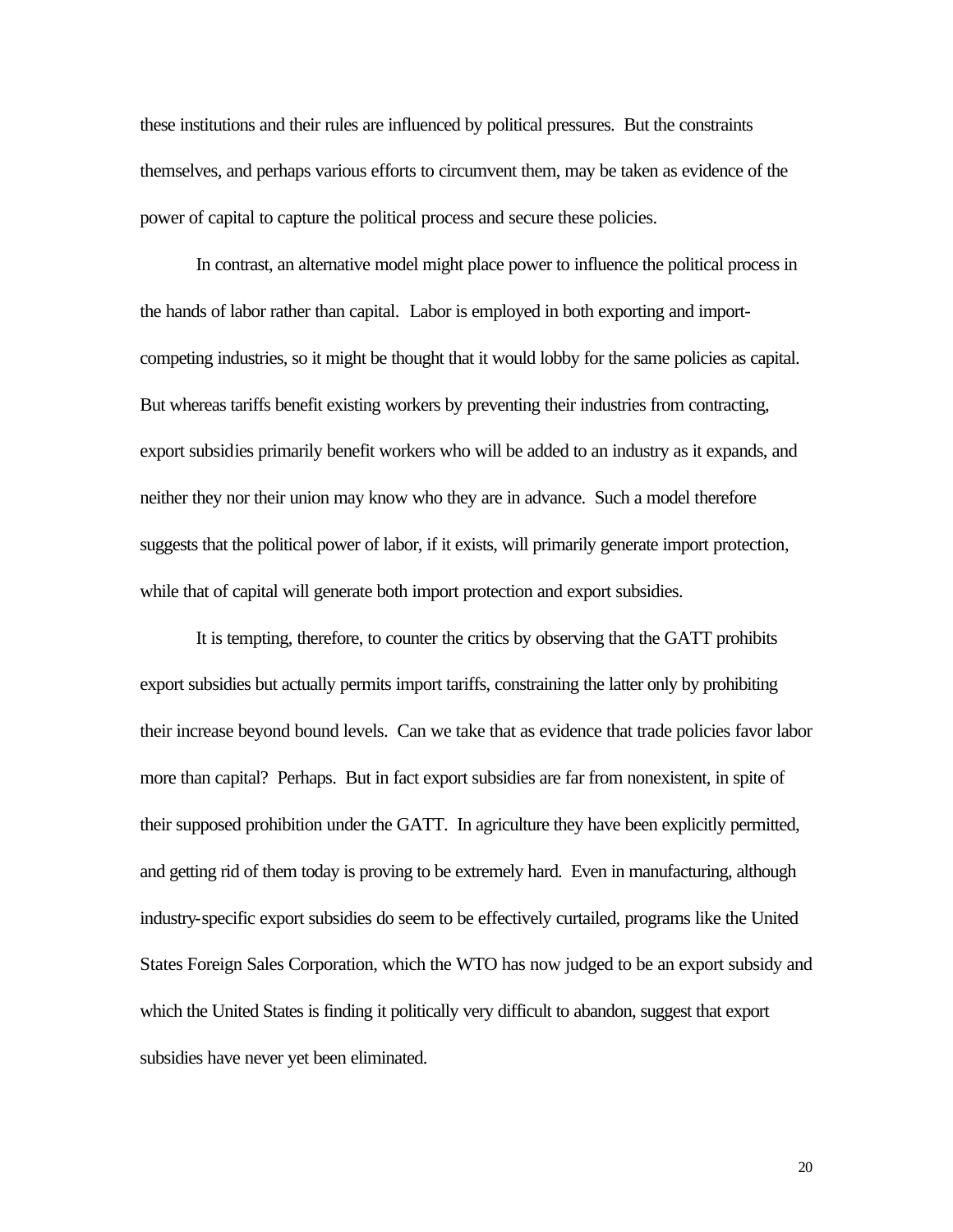these institutions and their rules are influenced by political pressures. But the constraints themselves, and perhaps various efforts to circumvent them, may be taken as evidence of the power of capital to capture the political process and secure these policies.

In contrast, an alternative model might place power to influence the political process in the hands of labor rather than capital. Labor is employed in both exporting and import-competing industries, so it might be thought that it would lobby for the same policies as capital. But whereas tariffs benefit existing workers by preventing their industries from contracting, export subsidies primarily benefit workers who will be added to an industry as it expands, and neither they nor their union may know who they are in advance. Such a model therefore suggests that the political power of labor, if it exists, will primarily generate import protection, while that of capital will generate both import protection and export subsidies.

It is tempting, therefore, to counter the critics by observing that the GATT prohibits export subsidies but actually permits import tariffs, constraining the latter only by prohibiting their increase beyond bound levels. Can we take that as evidence that trade policies favor labor more than capital? Perhaps. But in fact export subsidies are far from nonexistent, in spite of their supposed prohibition under the GATT. In agriculture they have been explicitly permitted, and getting rid of them today is proving to be extremely hard. Even in manufacturing, although industry-specific export subsidies do seem to be effectively curtailed, programs like the United States Foreign Sales Corporation, which the WTO has now judged to be an export subsidy and which the United States is finding it politically very difficult to abandon, suggest that export subsidies have never yet been eliminated.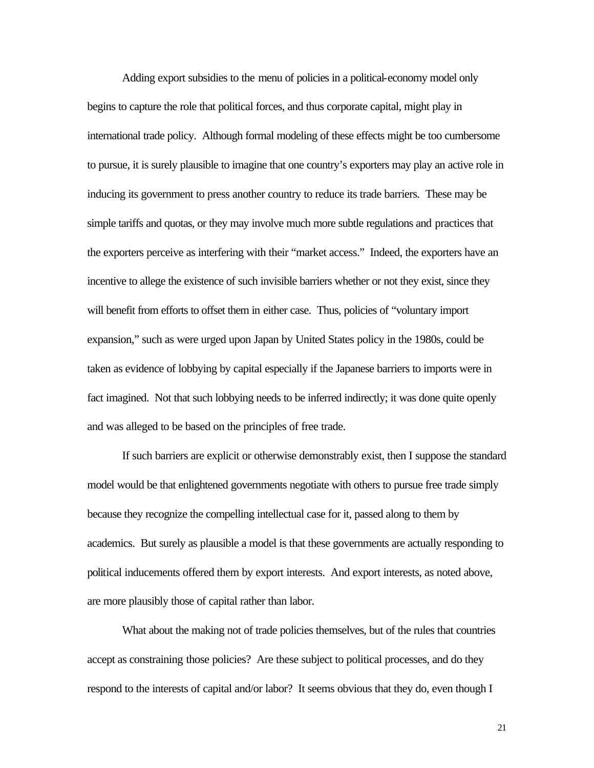Adding export subsidies to the menu of policies in a political-economy model only begins to capture the role that political forces, and thus corporate capital, might play in international trade policy. Although formal modeling of these effects might be too cumbersome to pursue, it is surely plausible to imagine that one country's exporters may play an active role in inducing its government to press another country to reduce its trade barriers. These may be simple tariffs and quotas, or they may involve much more subtle regulations and practices that the exporters perceive as interfering with their "market access." Indeed, the exporters have an incentive to allege the existence of such invisible barriers whether or not they exist, since they will benefit from efforts to offset them in either case. Thus, policies of "voluntary import expansion," such as were urged upon Japan by United States policy in the 1980s, could be taken as evidence of lobbying by capital especially if the Japanese barriers to imports were in fact imagined. Not that such lobbying needs to be inferred indirectly; it was done quite openly and was alleged to be based on the principles of free trade.

If such barriers are explicit or otherwise demonstrably exist, then I suppose the standard model would be that enlightened governments negotiate with others to pursue free trade simply because they recognize the compelling intellectual case for it, passed along to them by academics. But surely as plausible a model is that these governments are actually responding to political inducements offered them by export interests. And export interests, as noted above, are more plausibly those of capital rather than labor.

What about the making not of trade policies themselves, but of the rules that countries accept as constraining those policies? Are these subject to political processes, and do they respond to the interests of capital and/or labor? It seems obvious that they do, even though I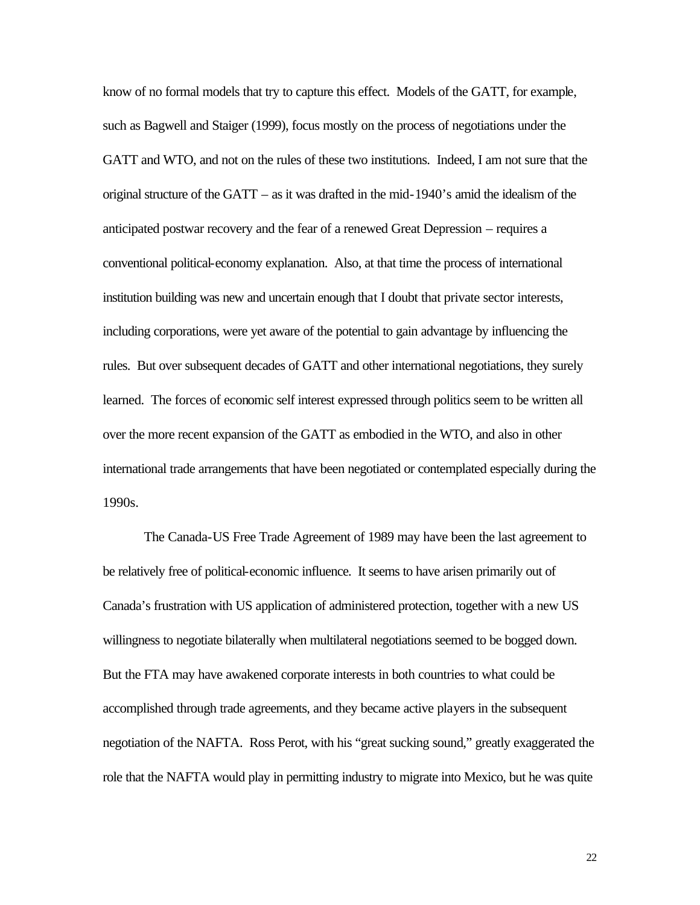know of no formal models that try to capture this effect. Models of the GATT, for example, such as Bagwell and Staiger (1999), focus mostly on the process of negotiations under the GATT and WTO, and not on the rules of these two institutions. Indeed, I am not sure that the original structure of the GATT – as it was drafted in the mid-1940's amid the idealism of the anticipated postwar recovery and the fear of a renewed Great Depression – requires a conventional political-economy explanation. Also, at that time the process of international institution building was new and uncertain enough that I doubt that private sector interests, including corporations, were yet aware of the potential to gain advantage by influencing the rules. But over subsequent decades of GATT and other international negotiations, they surely learned. The forces of economic self interest expressed through politics seem to be written all over the more recent expansion of the GATT as embodied in the WTO, and also in other international trade arrangements that have been negotiated or contemplated especially during the 1990s.

The Canada-US Free Trade Agreement of 1989 may have been the last agreement to be relatively free of political-economic influence. It seems to have arisen primarily out of Canada's frustration with US application of administered protection, together with a new US willingness to negotiate bilaterally when multilateral negotiations seemed to be bogged down. But the FTA may have awakened corporate interests in both countries to what could be accomplished through trade agreements, and they became active players in the subsequent negotiation of the NAFTA. Ross Perot, with his "great sucking sound," greatly exaggerated the role that the NAFTA would play in permitting industry to migrate into Mexico, but he was quite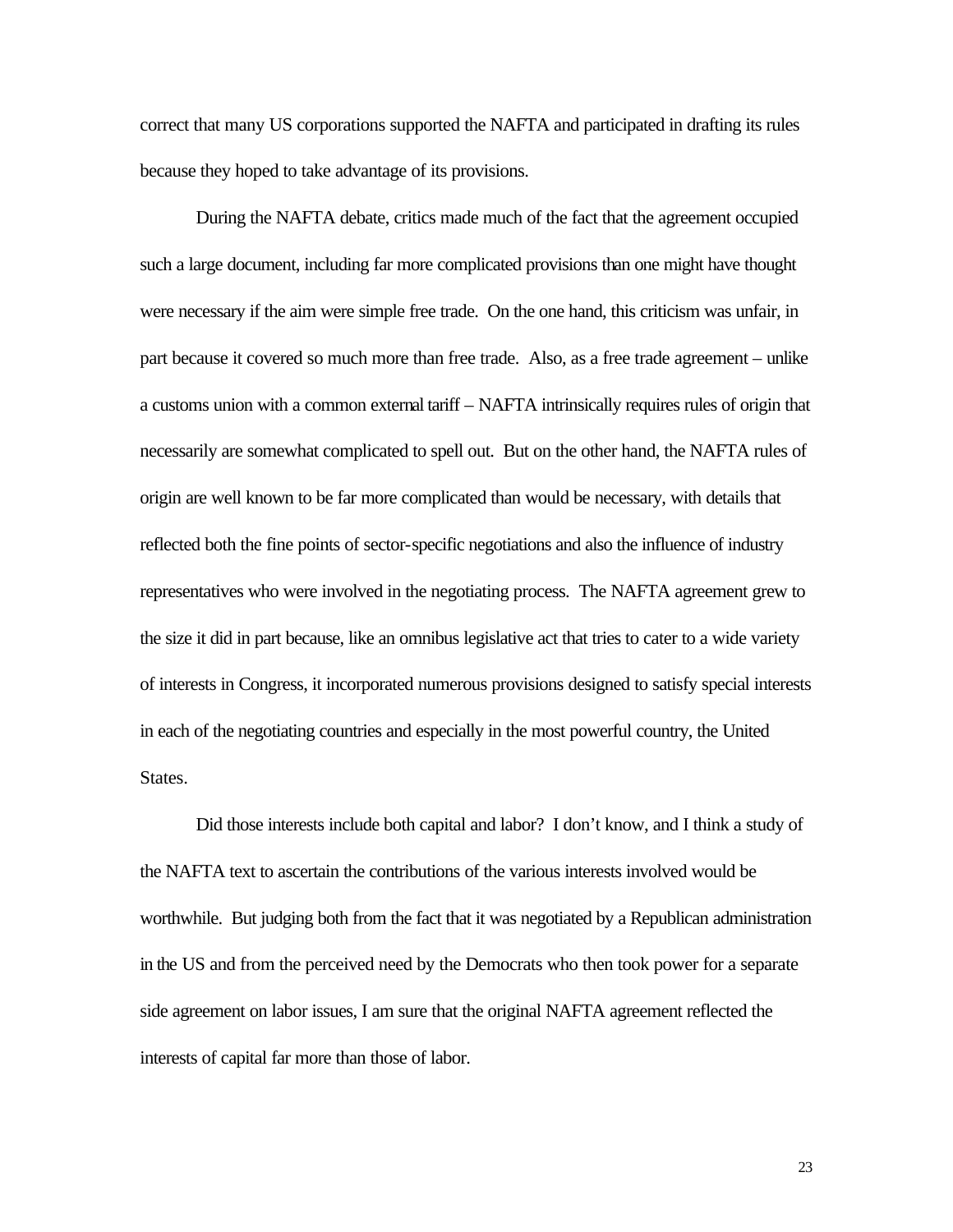correct that many US corporations supported the NAFTA and participated in drafting its rules because they hoped to take advantage of its provisions.

During the NAFTA debate, critics made much of the fact that the agreement occupied such a large document, including far more complicated provisions than one might have thought were necessary if the aim were simple free trade. On the one hand, this criticism was unfair, in part because it covered so much more than free trade. Also, as a free trade agreement – unlike a customs union with a common external tariff – NAFTA intrinsically requires rules of origin that necessarily are somewhat complicated to spell out. But on the other hand, the NAFTA rules of origin are well known to be far more complicated than would be necessary, with details that reflected both the fine points of sector-specific negotiations and also the influence of industry representatives who were involved in the negotiating process. The NAFTA agreement grew to the size it did in part because, like an omnibus legislative act that tries to cater to a wide variety of interests in Congress, it incorporated numerous provisions designed to satisfy special interests in each of the negotiating countries and especially in the most powerful country, the United States.

Did those interests include both capital and labor? I don't know, and I think a study of the NAFTA text to ascertain the contributions of the various interests involved would be worthwhile. But judging both from the fact that it was negotiated by a Republican administration in the US and from the perceived need by the Democrats who then took power for a separate side agreement on labor issues, I am sure that the original NAFTA agreement reflected the interests of capital far more than those of labor.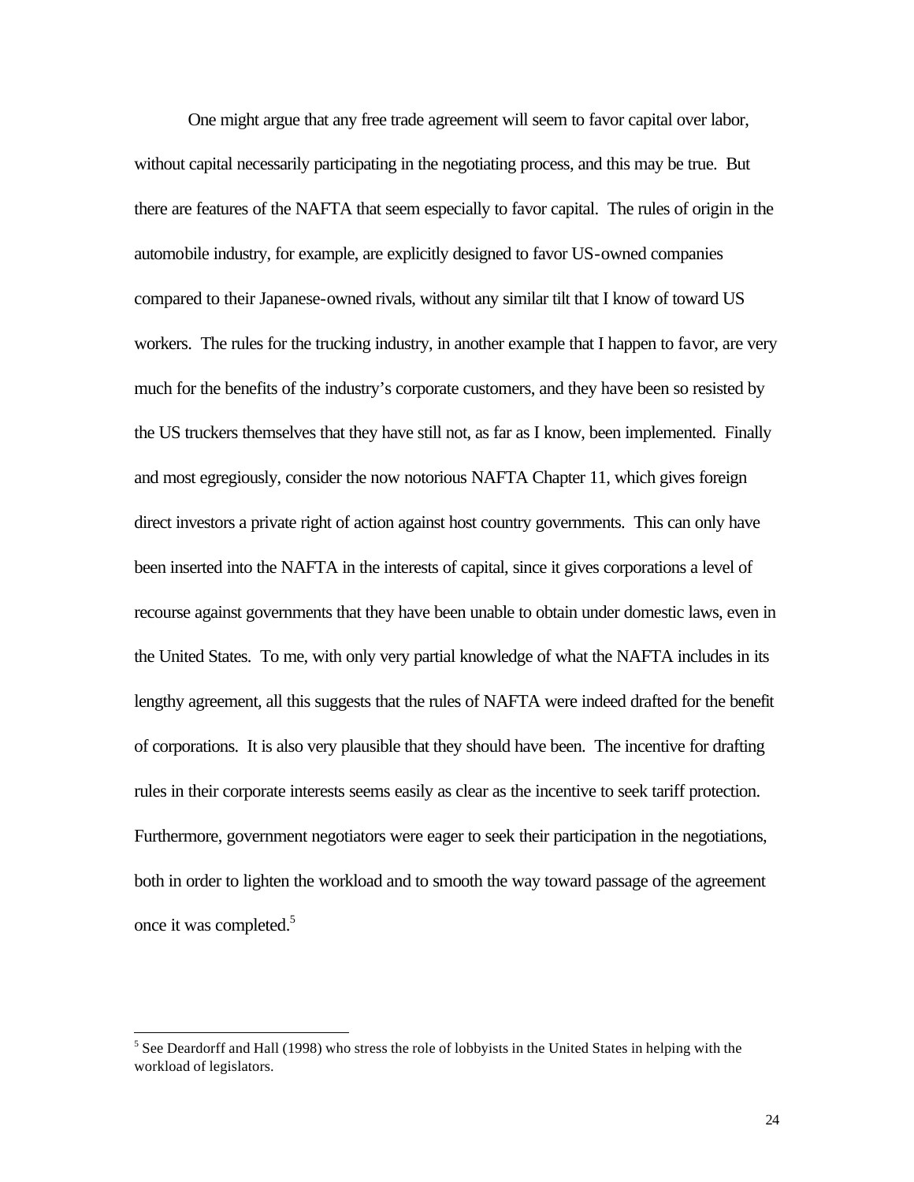One might argue that any free trade agreement will seem to favor capital over labor, without capital necessarily participating in the negotiating process, and this may be true. But there are features of the NAFTA that seem especially to favor capital. The rules of origin in the automobile industry, for example, are explicitly designed to favor US-owned companies compared to their Japanese-owned rivals, without any similar tilt that I know of toward US workers. The rules for the trucking industry, in another example that I happen to favor, are very much for the benefits of the industry's corporate customers, and they have been so resisted by the US truckers themselves that they have still not, as far as I know, been implemented. Finally and most egregiously, consider the now notorious NAFTA Chapter 11, which gives foreign direct investors a private right of action against host country governments. This can only have been inserted into the NAFTA in the interests of capital, since it gives corporations a level of recourse against governments that they have been unable to obtain under domestic laws, even in the United States. To me, with only very partial knowledge of what the NAFTA includes in its lengthy agreement, all this suggests that the rules of NAFTA were indeed drafted for the benefit of corporations. It is also very plausible that they should have been. The incentive for drafting rules in their corporate interests seems easily as clear as the incentive to seek tariff protection. Furthermore, government negotiators were eager to seek their participation in the negotiations, both in order to lighten the workload and to smooth the way toward passage of the agreement once it was completed.[5]

[5] See Deardorff and Hall (1998) who stress the role of lobbyists in the United States in helping with the workload of legislators.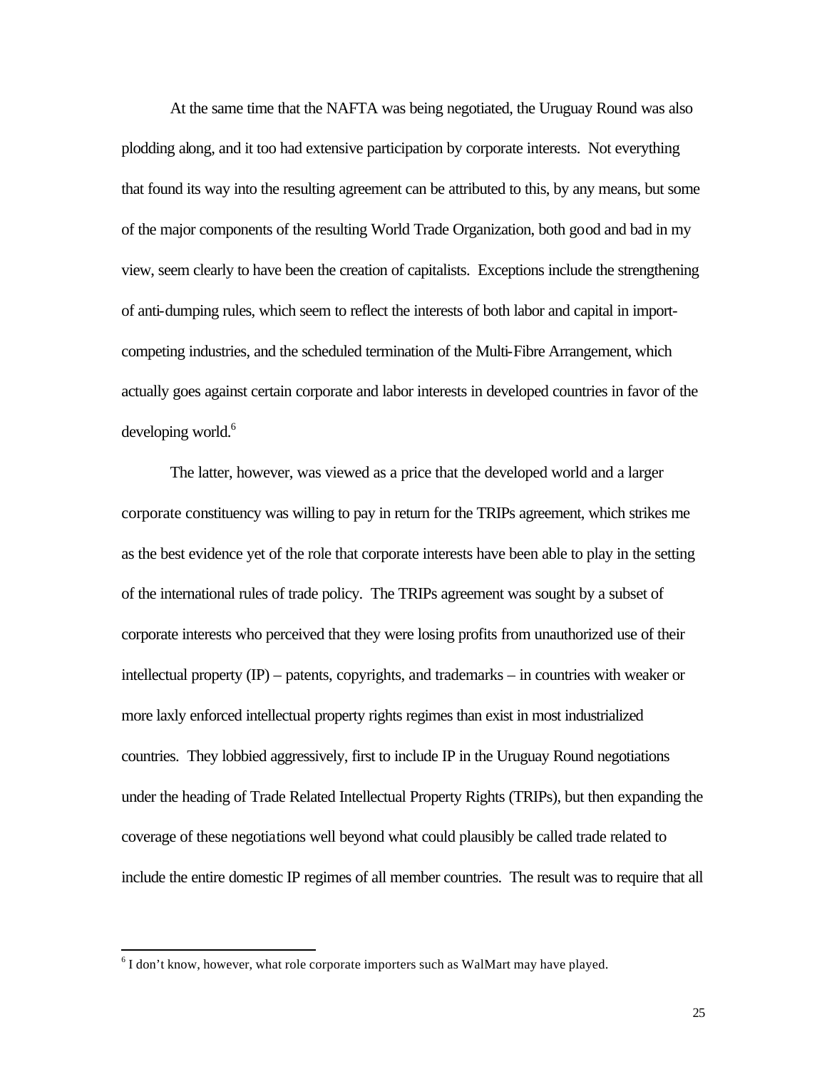At the same time that the NAFTA was being negotiated, the Uruguay Round was also plodding along, and it too had extensive participation by corporate interests. Not everything that found its way into the resulting agreement can be attributed to this, by any means, but some of the major components of the resulting World Trade Organization, both good and bad in my view, seem clearly to have been the creation of capitalists. Exceptions include the strengthening of anti-dumping rules, which seem to reflect the interests of both labor and capital in import-competing industries, and the scheduled termination of the Multi-Fibre Arrangement, which actually goes against certain corporate and labor interests in developed countries in favor of the developing world.[6]

The latter, however, was viewed as a price that the developed world and a larger corporate constituency was willing to pay in return for the TRIPs agreement, which strikes me as the best evidence yet of the role that corporate interests have been able to play in the setting of the international rules of trade policy. The TRIPs agreement was sought by a subset of corporate interests who perceived that they were losing profits from unauthorized use of their intellectual property (IP) – patents, copyrights, and trademarks – in countries with weaker or more laxly enforced intellectual property rights regimes than exist in most industrialized countries. They lobbied aggressively, first to include IP in the Uruguay Round negotiations under the heading of Trade Related Intellectual Property Rights (TRIPs), but then expanding the coverage of these negotiations well beyond what could plausibly be called trade related to include the entire domestic IP regimes of all member countries. The result was to require that all

[6] I don't know, however, what role corporate importers such as WalMart may have played.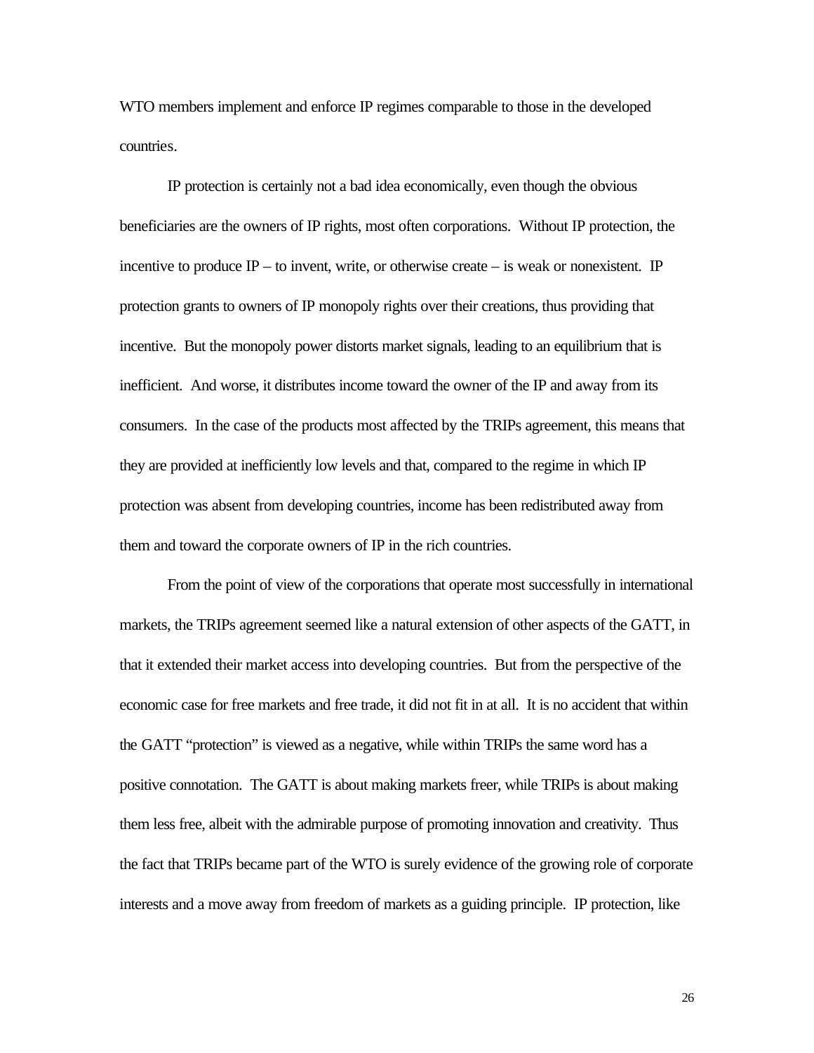WTO members implement and enforce IP regimes comparable to those in the developed countries.

IP protection is certainly not a bad idea economically, even though the obvious beneficiaries are the owners of IP rights, most often corporations. Without IP protection, the incentive to produce IP – to invent, write, or otherwise create – is weak or nonexistent. IP protection grants to owners of IP monopoly rights over their creations, thus providing that incentive. But the monopoly power distorts market signals, leading to an equilibrium that is inefficient. And worse, it distributes income toward the owner of the IP and away from its consumers. In the case of the products most affected by the TRIPs agreement, this means that they are provided at inefficiently low levels and that, compared to the regime in which IP protection was absent from developing countries, income has been redistributed away from them and toward the corporate owners of IP in the rich countries.

From the point of view of the corporations that operate most successfully in international markets, the TRIPs agreement seemed like a natural extension of other aspects of the GATT, in that it extended their market access into developing countries. But from the perspective of the economic case for free markets and free trade, it did not fit in at all. It is no accident that within the GATT "protection" is viewed as a negative, while within TRIPs the same word has a positive connotation. The GATT is about making markets freer, while TRIPs is about making them less free, albeit with the admirable purpose of promoting innovation and creativity. Thus the fact that TRIPs became part of the WTO is surely evidence of the growing role of corporate interests and a move away from freedom of markets as a guiding principle. IP protection, like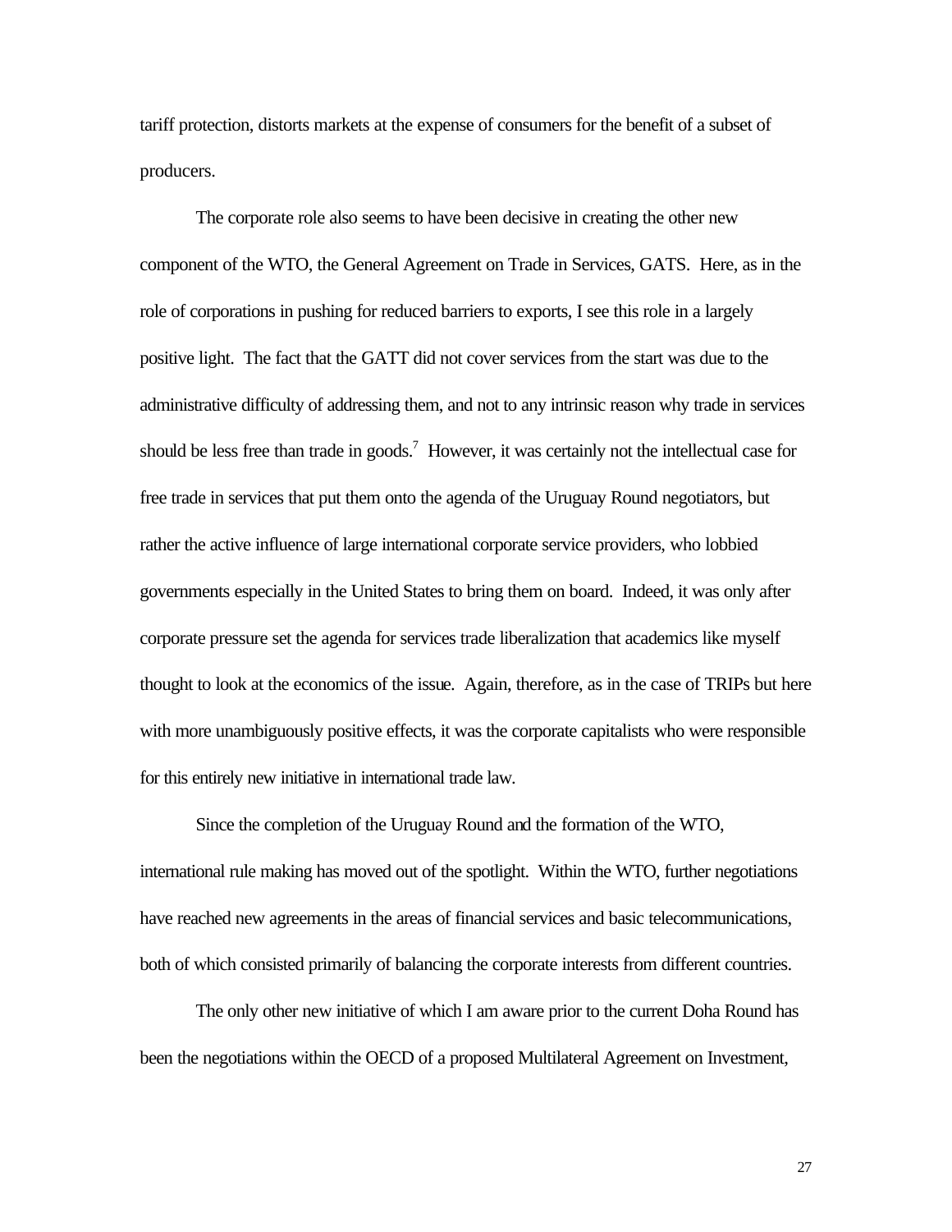tariff protection, distorts markets at the expense of consumers for the benefit of a subset of producers.

The corporate role also seems to have been decisive in creating the other new component of the WTO, the General Agreement on Trade in Services, GATS. Here, as in the role of corporations in pushing for reduced barriers to exports, I see this role in a largely positive light. The fact that the GATT did not cover services from the start was due to the administrative difficulty of addressing them, and not to any intrinsic reason why trade in services should be less free than trade in goods.[7] However, it was certainly not the intellectual case for free trade in services that put them onto the agenda of the Uruguay Round negotiators, but rather the active influence of large international corporate service providers, who lobbied governments especially in the United States to bring them on board. Indeed, it was only after corporate pressure set the agenda for services trade liberalization that academics like myself thought to look at the economics of the issue. Again, therefore, as in the case of TRIPs but here with more unambiguously positive effects, it was the corporate capitalists who were responsible for this entirely new initiative in international trade law.

Since the completion of the Uruguay Round and the formation of the WTO, international rule making has moved out of the spotlight. Within the WTO, further negotiations have reached new agreements in the areas of financial services and basic telecommunications, both of which consisted primarily of balancing the corporate interests from different countries.

The only other new initiative of which I am aware prior to the current Doha Round has been the negotiations within the OECD of a proposed Multilateral Agreement on Investment,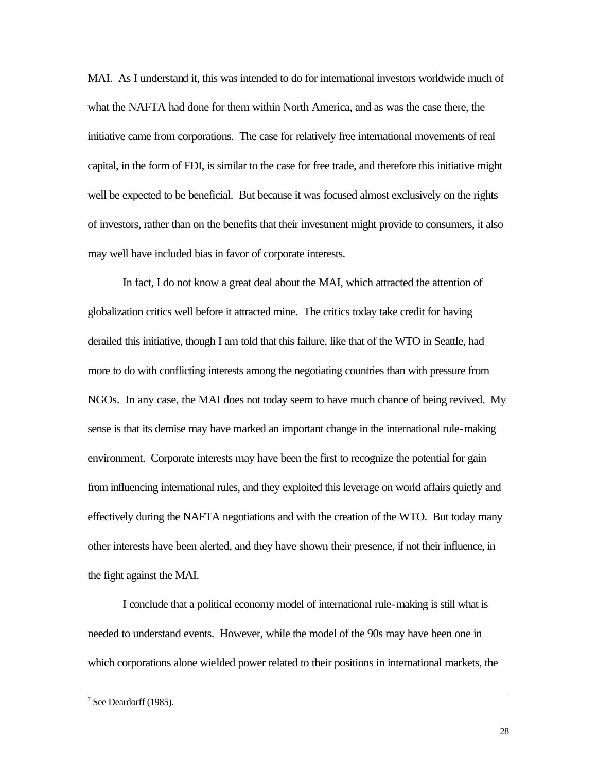MAI. As I understand it, this was intended to do for international investors worldwide much of what the NAFTA had done for them within North America, and as was the case there, the initiative came from corporations. The case for relatively free international movements of real capital, in the form of FDI, is similar to the case for free trade, and therefore this initiative might well be expected to be beneficial. But because it was focused almost exclusively on the rights of investors, rather than on the benefits that their investment might provide to consumers, it also may well have included bias in favor of corporate interests.

In fact, I do not know a great deal about the MAI, which attracted the attention of globalization critics well before it attracted mine. The critics today take credit for having derailed this initiative, though I am told that this failure, like that of the WTO in Seattle, had more to do with conflicting interests among the negotiating countries than with pressure from NGOs. In any case, the MAI does not today seem to have much chance of being revived. My sense is that its demise may have marked an important change in the international rule-making environment. Corporate interests may have been the first to recognize the potential for gain from influencing international rules, and they exploited this leverage on world affairs quietly and effectively during the NAFTA negotiations and with the creation of the WTO. But today many other interests have been alerted, and they have shown their presence, if not their influence, in the fight against the MAI.

I conclude that a political economy model of international rule-making is still what is needed to understand events. However, while the model of the 90s may have been one in which corporations alone wielded power related to their positions in international markets, the

---

[7] See Deardorff (1985).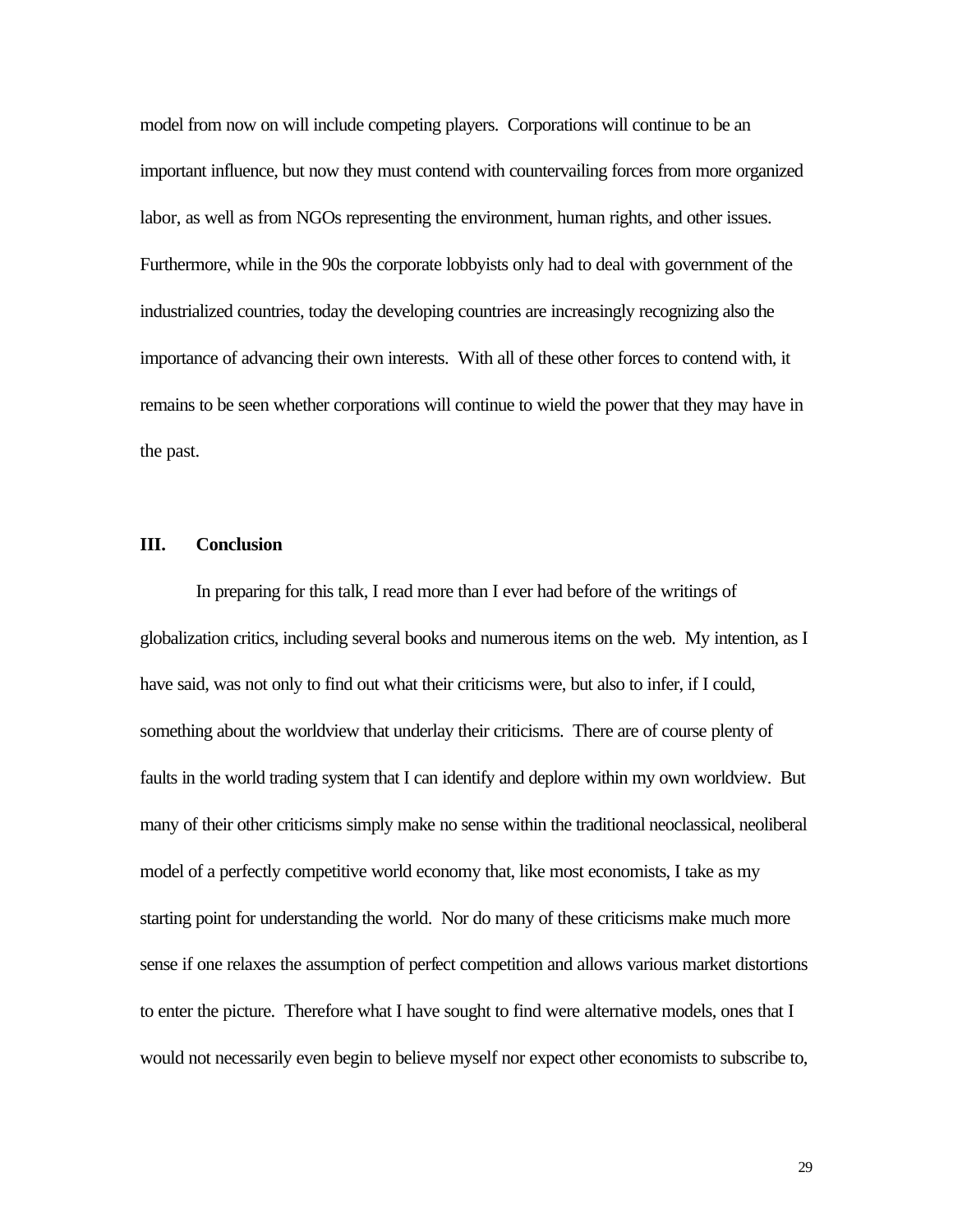model from now on will include competing players. Corporations will continue to be an important influence, but now they must contend with countervailing forces from more organized labor, as well as from NGOs representing the environment, human rights, and other issues. Furthermore, while in the 90s the corporate lobbyists only had to deal with government of the industrialized countries, today the developing countries are increasingly recognizing also the importance of advancing their own interests. With all of these other forces to contend with, it remains to be seen whether corporations will continue to wield the power that they may have in the past.

## III. Conclusion

In preparing for this talk, I read more than I ever had before of the writings of globalization critics, including several books and numerous items on the web. My intention, as I have said, was not only to find out what their criticisms were, but also to infer, if I could, something about the worldview that underlay their criticisms. There are of course plenty of faults in the world trading system that I can identify and deplore within my own worldview. But many of their other criticisms simply make no sense within the traditional neoclassical, neoliberal model of a perfectly competitive world economy that, like most economists, I take as my starting point for understanding the world. Nor do many of these criticisms make much more sense if one relaxes the assumption of perfect competition and allows various market distortions to enter the picture. Therefore what I have sought to find were alternative models, ones that I would not necessarily even begin to believe myself nor expect other economists to subscribe to,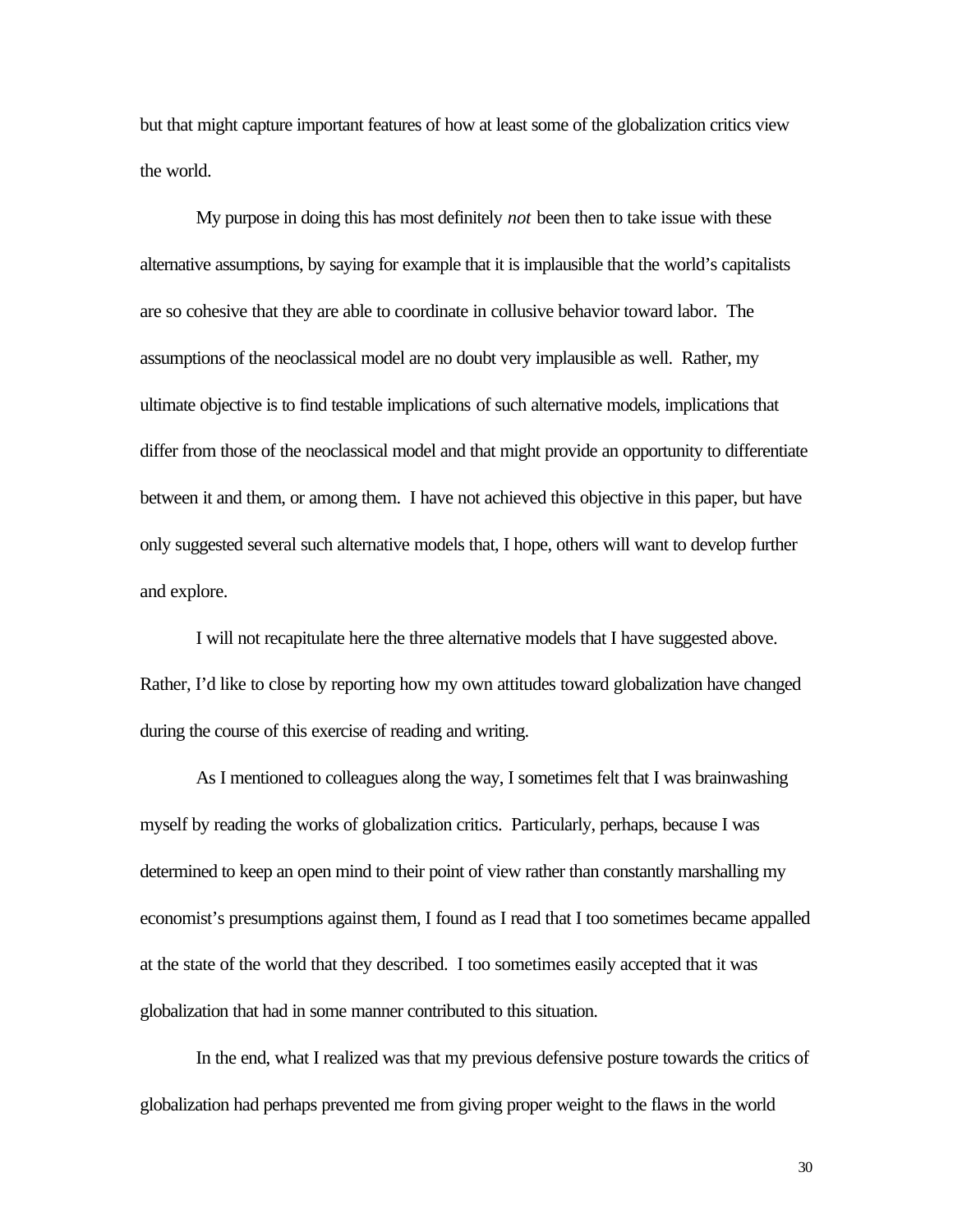but that might capture important features of how at least some of the globalization critics view the world.

My purpose in doing this has most definitely *not* been then to take issue with these alternative assumptions, by saying for example that it is implausible that the world's capitalists are so cohesive that they are able to coordinate in collusive behavior toward labor. The assumptions of the neoclassical model are no doubt very implausible as well. Rather, my ultimate objective is to find testable implications of such alternative models, implications that differ from those of the neoclassical model and that might provide an opportunity to differentiate between it and them, or among them. I have not achieved this objective in this paper, but have only suggested several such alternative models that, I hope, others will want to develop further and explore.

I will not recapitulate here the three alternative models that I have suggested above. Rather, I'd like to close by reporting how my own attitudes toward globalization have changed during the course of this exercise of reading and writing.

As I mentioned to colleagues along the way, I sometimes felt that I was brainwashing myself by reading the works of globalization critics. Particularly, perhaps, because I was determined to keep an open mind to their point of view rather than constantly marshalling my economist's presumptions against them, I found as I read that I too sometimes became appalled at the state of the world that they described. I too sometimes easily accepted that it was globalization that had in some manner contributed to this situation.

In the end, what I realized was that my previous defensive posture towards the critics of globalization had perhaps prevented me from giving proper weight to the flaws in the world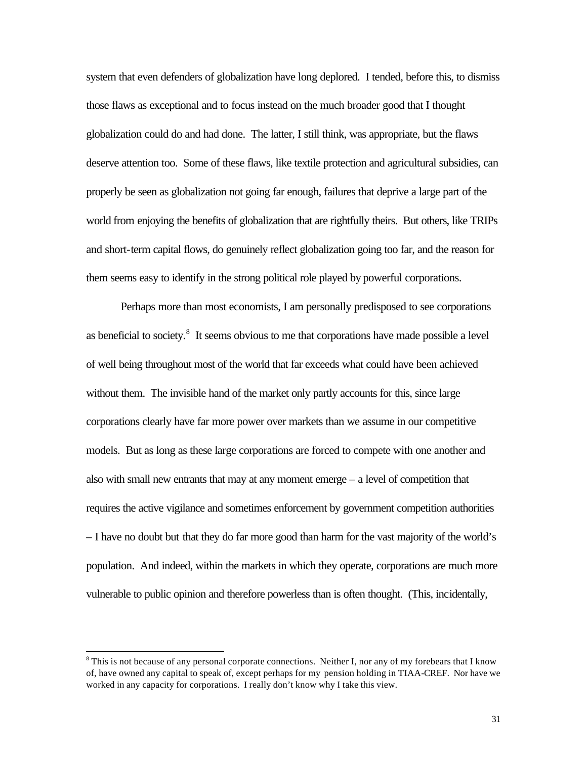system that even defenders of globalization have long deplored. I tended, before this, to dismiss those flaws as exceptional and to focus instead on the much broader good that I thought globalization could do and had done. The latter, I still think, was appropriate, but the flaws deserve attention too. Some of these flaws, like textile protection and agricultural subsidies, can properly be seen as globalization not going far enough, failures that deprive a large part of the world from enjoying the benefits of globalization that are rightfully theirs. But others, like TRIPs and short-term capital flows, do genuinely reflect globalization going too far, and the reason for them seems easy to identify in the strong political role played by powerful corporations.

Perhaps more than most economists, I am personally predisposed to see corporations as beneficial to society.[8] It seems obvious to me that corporations have made possible a level of well being throughout most of the world that far exceeds what could have been achieved without them. The invisible hand of the market only partly accounts for this, since large corporations clearly have far more power over markets than we assume in our competitive models. But as long as these large corporations are forced to compete with one another and also with small new entrants that may at any moment emerge – a level of competition that requires the active vigilance and sometimes enforcement by government competition authorities – I have no doubt but that they do far more good than harm for the vast majority of the world's population. And indeed, within the markets in which they operate, corporations are much more vulnerable to public opinion and therefore powerless than is often thought. (This, incidentally,

[8] This is not because of any personal corporate connections. Neither I, nor any of my forebears that I know of, have owned any capital to speak of, except perhaps for my pension holding in TIAA-CREF. Nor have we worked in any capacity for corporations. I really don't know why I take this view.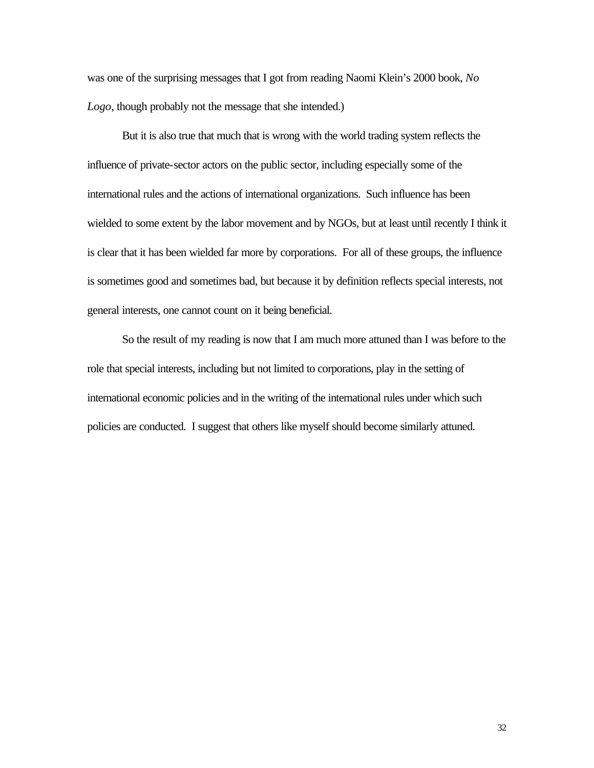was one of the surprising messages that I got from reading Naomi Klein's 2000 book, *No Logo*, though probably not the message that she intended.)

But it is also true that much that is wrong with the world trading system reflects the influence of private-sector actors on the public sector, including especially some of the international rules and the actions of international organizations. Such influence has been wielded to some extent by the labor movement and by NGOs, but at least until recently I think it is clear that it has been wielded far more by corporations. For all of these groups, the influence is sometimes good and sometimes bad, but because it by definition reflects special interests, not general interests, one cannot count on it being beneficial.

So the result of my reading is now that I am much more attuned than I was before to the role that special interests, including but not limited to corporations, play in the setting of international economic policies and in the writing of the international rules under which such policies are conducted. I suggest that others like myself should become similarly attuned.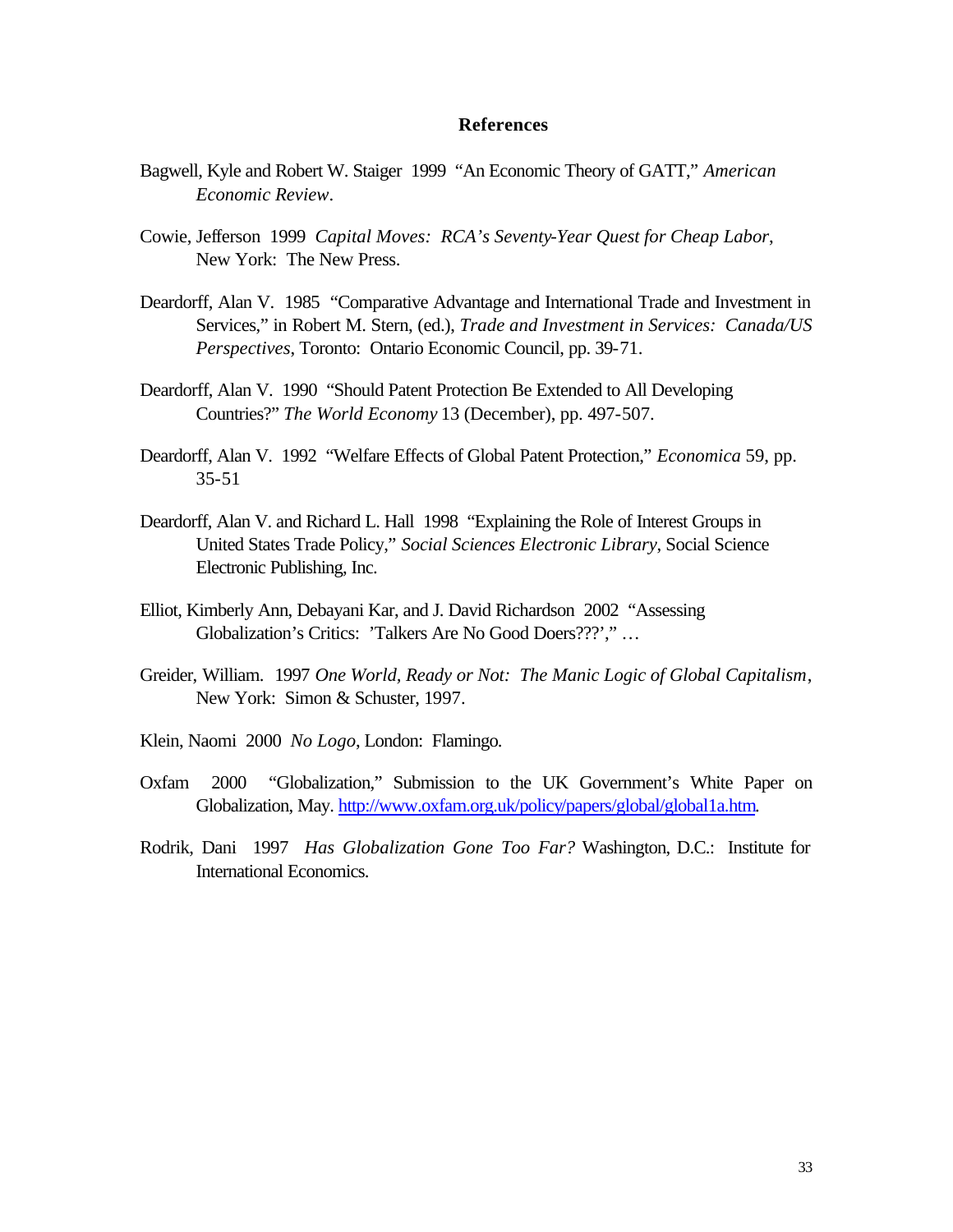# References

Bagwell, Kyle and Robert W. Staiger 1999 "An Economic Theory of GATT," *American Economic Review*.

Cowie, Jefferson 1999 *Capital Moves: RCA's Seventy-Year Quest for Cheap Labor*, New York: The New Press.

Deardorff, Alan V. 1985 "Comparative Advantage and International Trade and Investment in Services," in Robert M. Stern, (ed.), *Trade and Investment in Services: Canada/US Perspectives*, Toronto: Ontario Economic Council, pp. 39-71.

Deardorff, Alan V. 1990 "Should Patent Protection Be Extended to All Developing Countries?" *The World Economy* 13 (December), pp. 497-507.

Deardorff, Alan V. 1992 "Welfare Effects of Global Patent Protection," *Economica* 59, pp. 35-51

Deardorff, Alan V. and Richard L. Hall 1998 "Explaining the Role of Interest Groups in United States Trade Policy," *Social Sciences Electronic Library*, Social Science Electronic Publishing, Inc.

Elliot, Kimberly Ann, Debayani Kar, and J. David Richardson 2002 "Assessing Globalization's Critics: 'Talkers Are No Good Doers???'," …

Greider, William. 1997 *One World, Ready or Not: The Manic Logic of Global Capitalism*, New York: Simon & Schuster, 1997.

Klein, Naomi 2000 *No Logo*, London: Flamingo.

Oxfam 2000 "Globalization," Submission to the UK Government's White Paper on Globalization, May. http://www.oxfam.org.uk/policy/papers/global/global1a.htm.

Rodrik, Dani 1997 *Has Globalization Gone Too Far?* Washington, D.C.: Institute for International Economics.